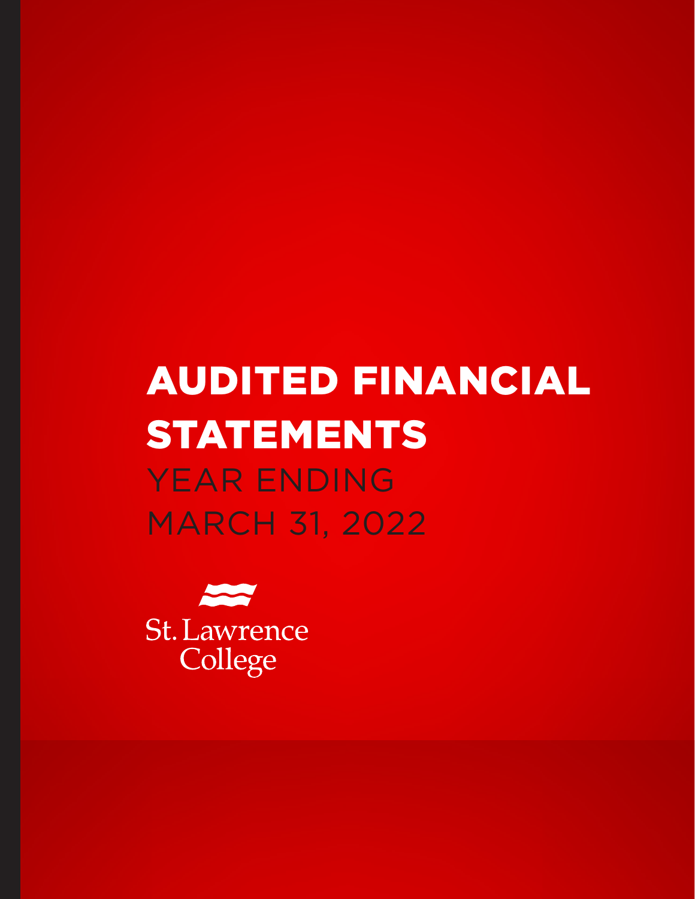# AUDITED FINANCIAL STATEMENTS

YEAR ENDING
MARCH 31, 2022

St. Lawrence College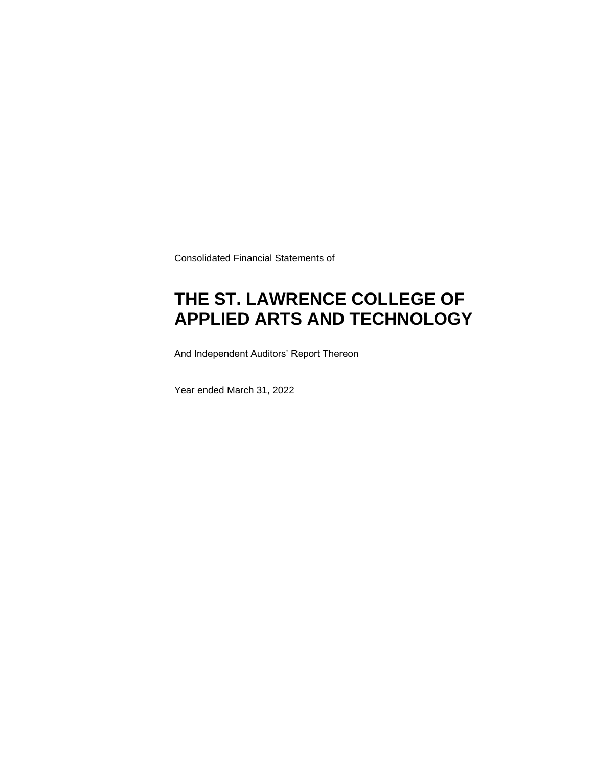Consolidated Financial Statements of

# THE ST. LAWRENCE COLLEGE OF APPLIED ARTS AND TECHNOLOGY

And Independent Auditors' Report Thereon

Year ended March 31, 2022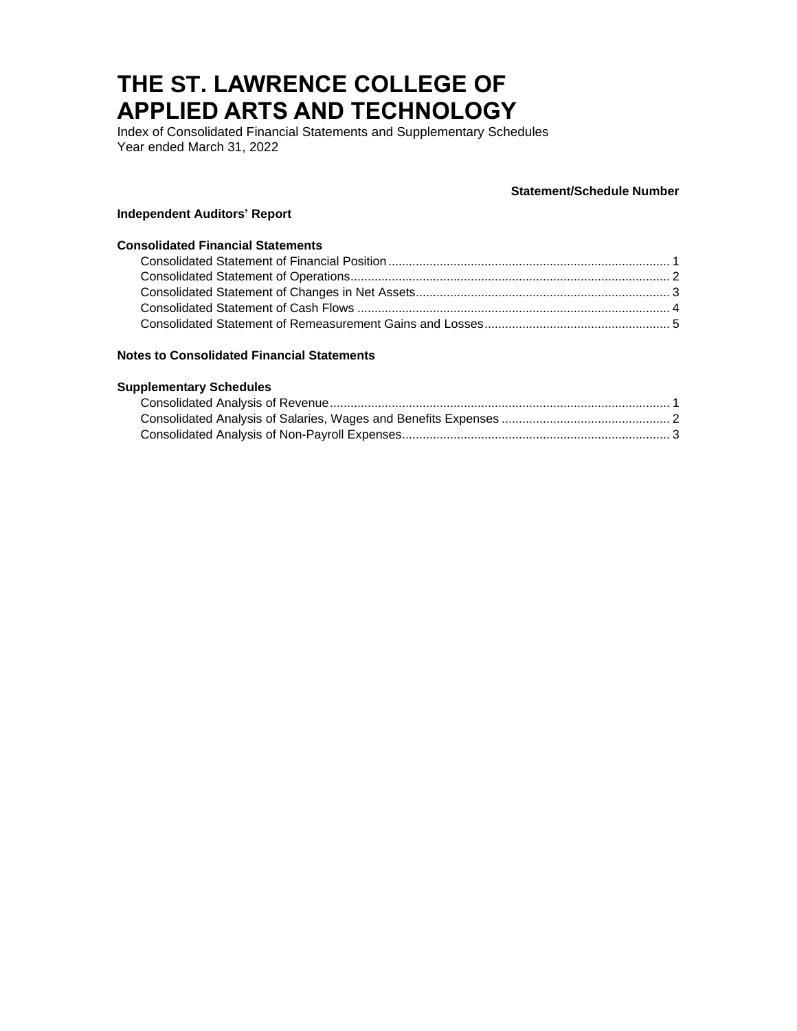# THE ST. LAWRENCE COLLEGE OF APPLIED ARTS AND TECHNOLOGY

Index of Consolidated Financial Statements and Supplementary Schedules
Year ended March 31, 2022

| | Statement/Schedule Number |
|---|---|
| **Independent Auditors' Report** | |
| **Consolidated Financial Statements** | |
| Consolidated Statement of Financial Position | 1 |
| Consolidated Statement of Operations | 2 |
| Consolidated Statement of Changes in Net Assets | 3 |
| Consolidated Statement of Cash Flows | 4 |
| Consolidated Statement of Remeasurement Gains and Losses | 5 |
| **Notes to Consolidated Financial Statements** | |
| **Supplementary Schedules** | |
| Consolidated Analysis of Revenue | 1 |
| Consolidated Analysis of Salaries, Wages and Benefits Expenses | 2 |
| Consolidated Analysis of Non-Payroll Expenses | 3 |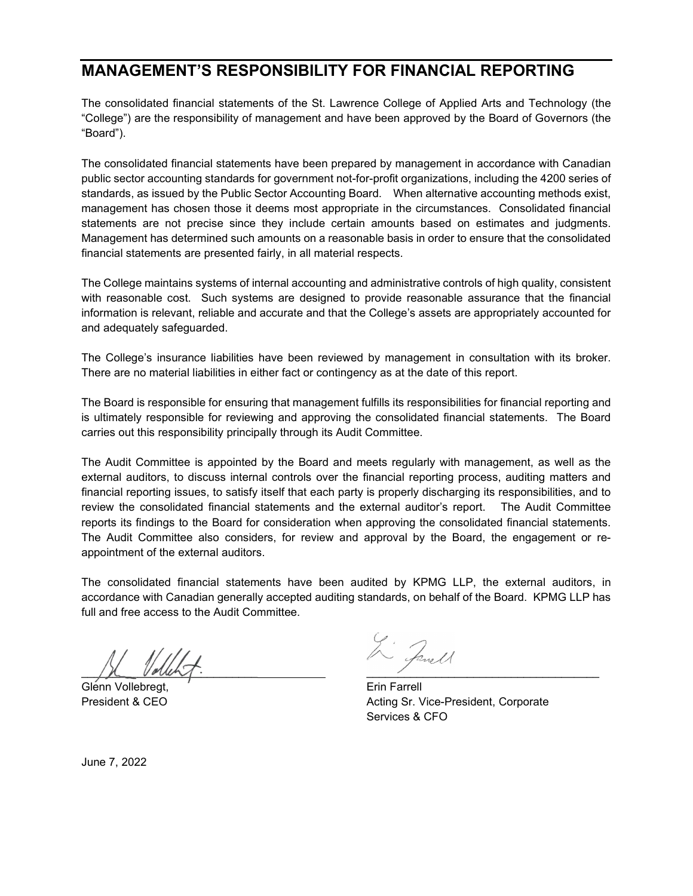# MANAGEMENT'S RESPONSIBILITY FOR FINANCIAL REPORTING

The consolidated financial statements of the St. Lawrence College of Applied Arts and Technology (the "College") are the responsibility of management and have been approved by the Board of Governors (the "Board").

The consolidated financial statements have been prepared by management in accordance with Canadian public sector accounting standards for government not-for-profit organizations, including the 4200 series of standards, as issued by the Public Sector Accounting Board. When alternative accounting methods exist, management has chosen those it deems most appropriate in the circumstances. Consolidated financial statements are not precise since they include certain amounts based on estimates and judgments. Management has determined such amounts on a reasonable basis in order to ensure that the consolidated financial statements are presented fairly, in all material respects.

The College maintains systems of internal accounting and administrative controls of high quality, consistent with reasonable cost. Such systems are designed to provide reasonable assurance that the financial information is relevant, reliable and accurate and that the College's assets are appropriately accounted for and adequately safeguarded.

The College's insurance liabilities have been reviewed by management in consultation with its broker. There are no material liabilities in either fact or contingency as at the date of this report.

The Board is responsible for ensuring that management fulfills its responsibilities for financial reporting and is ultimately responsible for reviewing and approving the consolidated financial statements. The Board carries out this responsibility principally through its Audit Committee.

The Audit Committee is appointed by the Board and meets regularly with management, as well as the external auditors, to discuss internal controls over the financial reporting process, auditing matters and financial reporting issues, to satisfy itself that each party is properly discharging its responsibilities, and to review the consolidated financial statements and the external auditor's report. The Audit Committee reports its findings to the Board for consideration when approving the consolidated financial statements. The Audit Committee also considers, for review and approval by the Board, the engagement or re-appointment of the external auditors.

The consolidated financial statements have been audited by KPMG LLP, the external auditors, in accordance with Canadian generally accepted auditing standards, on behalf of the Board. KPMG LLP has full and free access to the Audit Committee.

Glenn Vollebregt,
President & CEO

Erin Farrell
Acting Sr. Vice-President, Corporate Services & CFO

June 7, 2022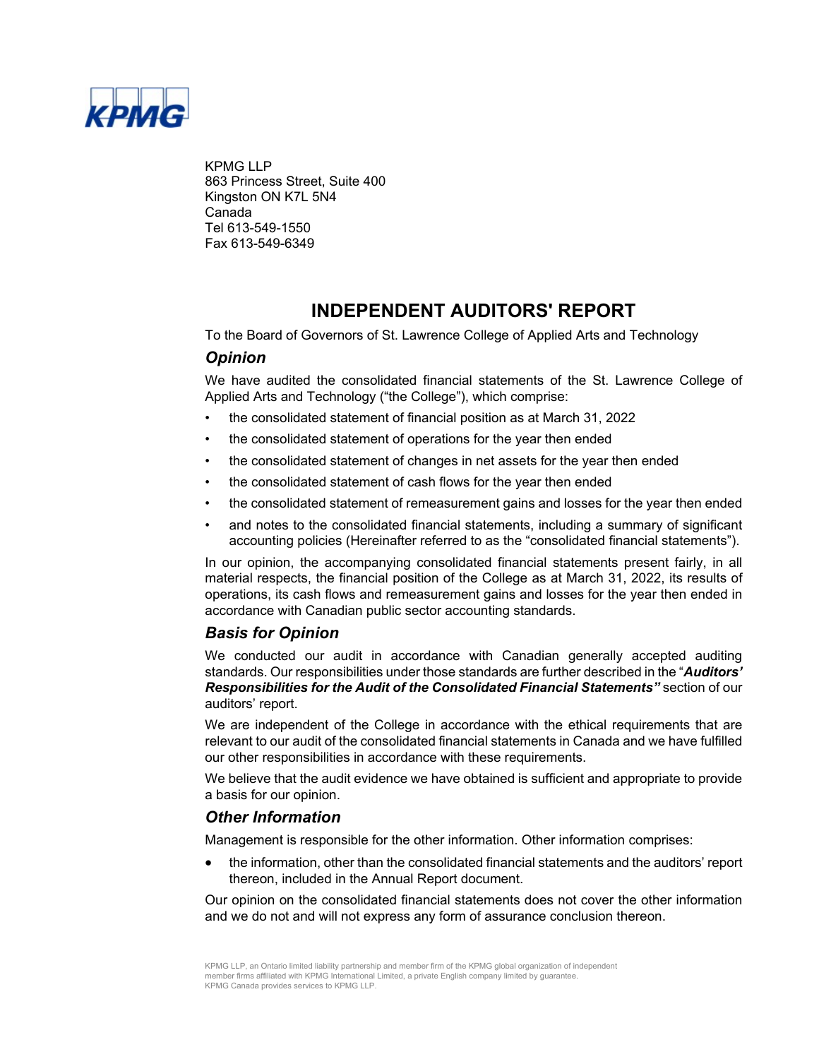KPMG LLP
863 Princess Street, Suite 400
Kingston ON K7L 5N4
Canada
Tel 613-549-1550
Fax 613-549-6349

# INDEPENDENT AUDITORS' REPORT

To the Board of Governors of St. Lawrence College of Applied Arts and Technology

## *Opinion*

We have audited the consolidated financial statements of the St. Lawrence College of Applied Arts and Technology ("the College"), which comprise:

- the consolidated statement of financial position as at March 31, 2022
- the consolidated statement of operations for the year then ended
- the consolidated statement of changes in net assets for the year then ended
- the consolidated statement of cash flows for the year then ended
- the consolidated statement of remeasurement gains and losses for the year then ended
- and notes to the consolidated financial statements, including a summary of significant accounting policies (Hereinafter referred to as the "consolidated financial statements").

In our opinion, the accompanying consolidated financial statements present fairly, in all material respects, the financial position of the College as at March 31, 2022, its results of operations, its cash flows and remeasurement gains and losses for the year then ended in accordance with Canadian public sector accounting standards.

## *Basis for Opinion*

We conducted our audit in accordance with Canadian generally accepted auditing standards. Our responsibilities under those standards are further described in the "***Auditors' Responsibilities for the Audit of the Consolidated Financial Statements"*** section of our auditors' report.

We are independent of the College in accordance with the ethical requirements that are relevant to our audit of the consolidated financial statements in Canada and we have fulfilled our other responsibilities in accordance with these requirements.

We believe that the audit evidence we have obtained is sufficient and appropriate to provide a basis for our opinion.

## *Other Information*

Management is responsible for the other information. Other information comprises:

- the information, other than the consolidated financial statements and the auditors' report thereon, included in the Annual Report document.

Our opinion on the consolidated financial statements does not cover the other information and we do not and will not express any form of assurance conclusion thereon.

KPMG LLP, an Ontario limited liability partnership and member firm of the KPMG global organization of independent member firms affiliated with KPMG International Limited, a private English company limited by guarantee. KPMG Canada provides services to KPMG LLP.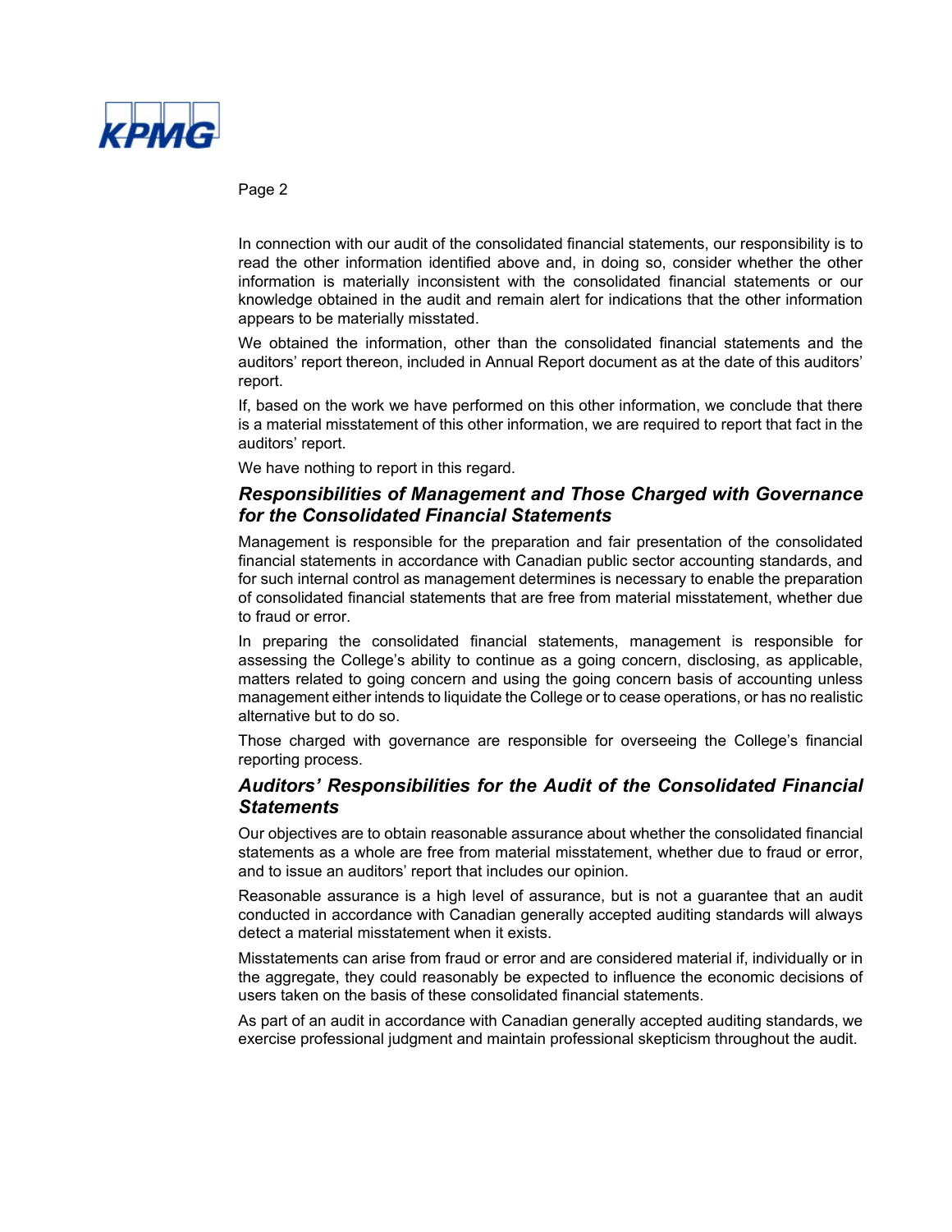In connection with our audit of the consolidated financial statements, our responsibility is to read the other information identified above and, in doing so, consider whether the other information is materially inconsistent with the consolidated financial statements or our knowledge obtained in the audit and remain alert for indications that the other information appears to be materially misstated.

We obtained the information, other than the consolidated financial statements and the auditors' report thereon, included in Annual Report document as at the date of this auditors' report.

If, based on the work we have performed on this other information, we conclude that there is a material misstatement of this other information, we are required to report that fact in the auditors' report.

We have nothing to report in this regard.

### *Responsibilities of Management and Those Charged with Governance for the Consolidated Financial Statements*

Management is responsible for the preparation and fair presentation of the consolidated financial statements in accordance with Canadian public sector accounting standards, and for such internal control as management determines is necessary to enable the preparation of consolidated financial statements that are free from material misstatement, whether due to fraud or error.

In preparing the consolidated financial statements, management is responsible for assessing the College's ability to continue as a going concern, disclosing, as applicable, matters related to going concern and using the going concern basis of accounting unless management either intends to liquidate the College or to cease operations, or has no realistic alternative but to do so.

Those charged with governance are responsible for overseeing the College's financial reporting process.

### *Auditors' Responsibilities for the Audit of the Consolidated Financial Statements*

Our objectives are to obtain reasonable assurance about whether the consolidated financial statements as a whole are free from material misstatement, whether due to fraud or error, and to issue an auditors' report that includes our opinion.

Reasonable assurance is a high level of assurance, but is not a guarantee that an audit conducted in accordance with Canadian generally accepted auditing standards will always detect a material misstatement when it exists.

Misstatements can arise from fraud or error and are considered material if, individually or in the aggregate, they could reasonably be expected to influence the economic decisions of users taken on the basis of these consolidated financial statements.

As part of an audit in accordance with Canadian generally accepted auditing standards, we exercise professional judgment and maintain professional skepticism throughout the audit.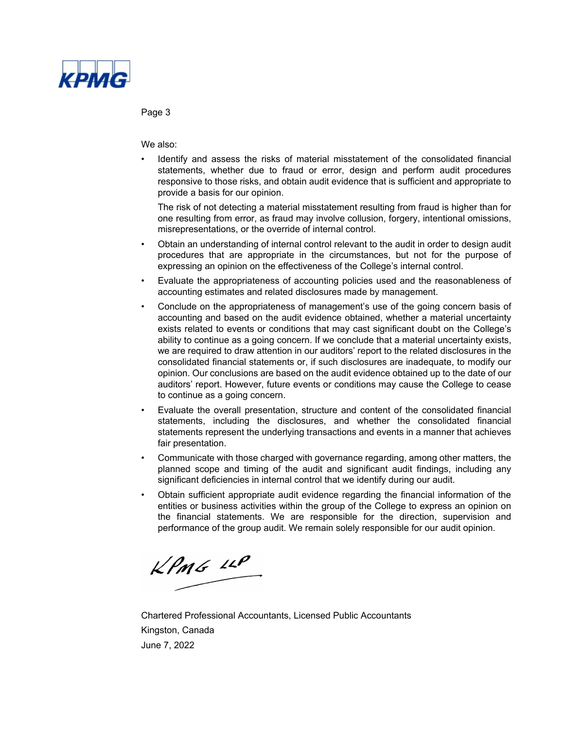We also:

- Identify and assess the risks of material misstatement of the consolidated financial statements, whether due to fraud or error, design and perform audit procedures responsive to those risks, and obtain audit evidence that is sufficient and appropriate to provide a basis for our opinion.

  The risk of not detecting a material misstatement resulting from fraud is higher than for one resulting from error, as fraud may involve collusion, forgery, intentional omissions, misrepresentations, or the override of internal control.

- Obtain an understanding of internal control relevant to the audit in order to design audit procedures that are appropriate in the circumstances, but not for the purpose of expressing an opinion on the effectiveness of the College's internal control.
- Evaluate the appropriateness of accounting policies used and the reasonableness of accounting estimates and related disclosures made by management.
- Conclude on the appropriateness of management's use of the going concern basis of accounting and based on the audit evidence obtained, whether a material uncertainty exists related to events or conditions that may cast significant doubt on the College's ability to continue as a going concern. If we conclude that a material uncertainty exists, we are required to draw attention in our auditors' report to the related disclosures in the consolidated financial statements or, if such disclosures are inadequate, to modify our opinion. Our conclusions are based on the audit evidence obtained up to the date of our auditors' report. However, future events or conditions may cause the College to cease to continue as a going concern.
- Evaluate the overall presentation, structure and content of the consolidated financial statements, including the disclosures, and whether the consolidated financial statements represent the underlying transactions and events in a manner that achieves fair presentation.
- Communicate with those charged with governance regarding, among other matters, the planned scope and timing of the audit and significant audit findings, including any significant deficiencies in internal control that we identify during our audit.
- Obtain sufficient appropriate audit evidence regarding the financial information of the entities or business activities within the group of the College to express an opinion on the financial statements. We are responsible for the direction, supervision and performance of the group audit. We remain solely responsible for our audit opinion.

KPMG LLP

Chartered Professional Accountants, Licensed Public Accountants

Kingston, Canada

June 7, 2022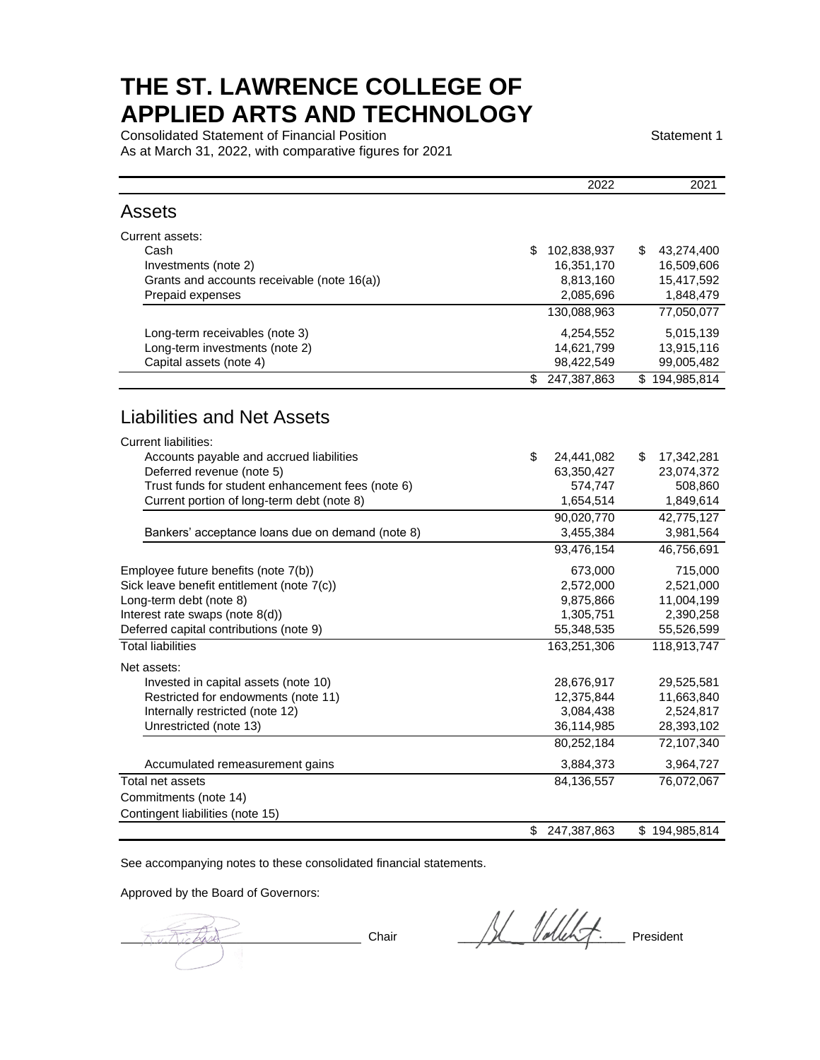# THE ST. LAWRENCE COLLEGE OF APPLIED ARTS AND TECHNOLOGY

Consolidated Statement of Financial Position

Statement 1

As at March 31, 2022, with comparative figures for 2021

| | 2022 | 2021 |
|---|---|---|
| **Assets** | | |
| Current assets: | | |
| Cash | $ 102,838,937 | $ 43,274,400 |
| Investments (note 2) | 16,351,170 | 16,509,606 |
| Grants and accounts receivable (note 16(a)) | 8,813,160 | 15,417,592 |
| Prepaid expenses | 2,085,696 | 1,848,479 |
| | 130,088,963 | 77,050,077 |
| Long-term receivables (note 3) | 4,254,552 | 5,015,139 |
| Long-term investments (note 2) | 14,621,799 | 13,915,116 |
| Capital assets (note 4) | 98,422,549 | 99,005,482 |
| | $ 247,387,863 | $ 194,985,814 |
| **Liabilities and Net Assets** | | |
| Current liabilities: | | |
| Accounts payable and accrued liabilities | $ 24,441,082 | $ 17,342,281 |
| Deferred revenue (note 5) | 63,350,427 | 23,074,372 |
| Trust funds for student enhancement fees (note 6) | 574,747 | 508,860 |
| Current portion of long-term debt (note 8) | 1,654,514 | 1,849,614 |
| | 90,020,770 | 42,775,127 |
| Bankers' acceptance loans due on demand (note 8) | 3,455,384 | 3,981,564 |
| | 93,476,154 | 46,756,691 |
| Employee future benefits (note 7(b)) | 673,000 | 715,000 |
| Sick leave benefit entitlement (note 7(c)) | 2,572,000 | 2,521,000 |
| Long-term debt (note 8) | 9,875,866 | 11,004,199 |
| Interest rate swaps (note 8(d)) | 1,305,751 | 2,390,258 |
| Deferred capital contributions (note 9) | 55,348,535 | 55,526,599 |
| Total liabilities | 163,251,306 | 118,913,747 |
| Net assets: | | |
| Invested in capital assets (note 10) | 28,676,917 | 29,525,581 |
| Restricted for endowments (note 11) | 12,375,844 | 11,663,840 |
| Internally restricted (note 12) | 3,084,438 | 2,524,817 |
| Unrestricted (note 13) | 36,114,985 | 28,393,102 |
| | 80,252,184 | 72,107,340 |
| Accumulated remeasurement gains | 3,884,373 | 3,964,727 |
| Total net assets | 84,136,557 | 76,072,067 |
| Commitments (note 14) | | |
| Contingent liabilities (note 15) | | |
| | $ 247,387,863 | $ 194,985,814 |

See accompanying notes to these consolidated financial statements.

Approved by the Board of Governors:

_________________ Chair _________________ President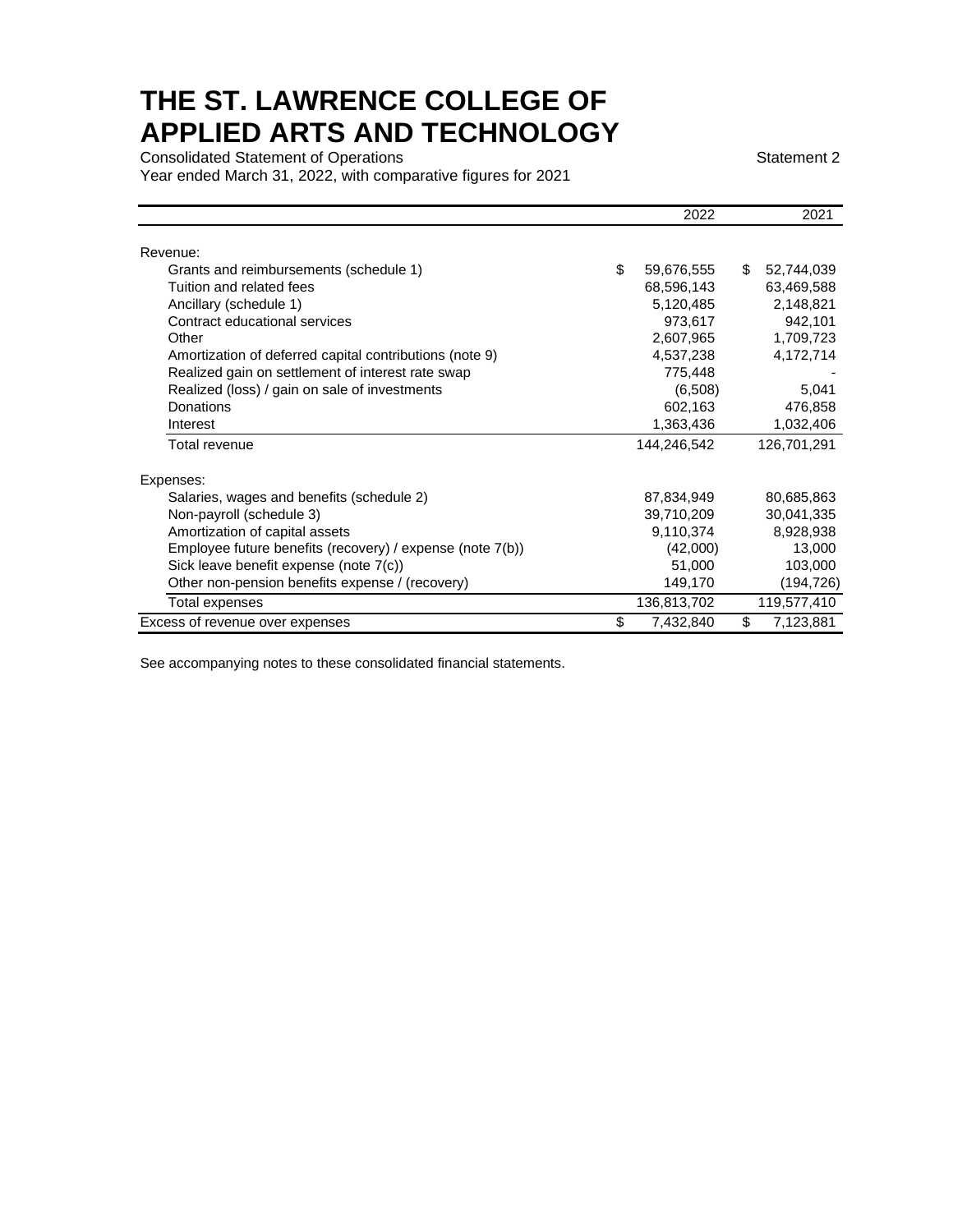# THE ST. LAWRENCE COLLEGE OF APPLIED ARTS AND TECHNOLOGY

Consolidated Statement of Operations

Statement 2

Year ended March 31, 2022, with comparative figures for 2021

| | 2022 | 2021 |
|---|---|---|
| Revenue: | | |
| Grants and reimbursements (schedule 1) | $ 59,676,555 | $ 52,744,039 |
| Tuition and related fees | 68,596,143 | 63,469,588 |
| Ancillary (schedule 1) | 5,120,485 | 2,148,821 |
| Contract educational services | 973,617 | 942,101 |
| Other | 2,607,965 | 1,709,723 |
| Amortization of deferred capital contributions (note 9) | 4,537,238 | 4,172,714 |
| Realized gain on settlement of interest rate swap | 775,448 | - |
| Realized (loss) / gain on sale of investments | (6,508) | 5,041 |
| Donations | 602,163 | 476,858 |
| Interest | 1,363,436 | 1,032,406 |
| Total revenue | 144,246,542 | 126,701,291 |
| Expenses: | | |
| Salaries, wages and benefits (schedule 2) | 87,834,949 | 80,685,863 |
| Non-payroll (schedule 3) | 39,710,209 | 30,041,335 |
| Amortization of capital assets | 9,110,374 | 8,928,938 |
| Employee future benefits (recovery) / expense (note 7(b)) | (42,000) | 13,000 |
| Sick leave benefit expense (note 7(c)) | 51,000 | 103,000 |
| Other non-pension benefits expense / (recovery) | 149,170 | (194,726) |
| Total expenses | 136,813,702 | 119,577,410 |
| Excess of revenue over expenses | $ 7,432,840 | $ 7,123,881 |

See accompanying notes to these consolidated financial statements.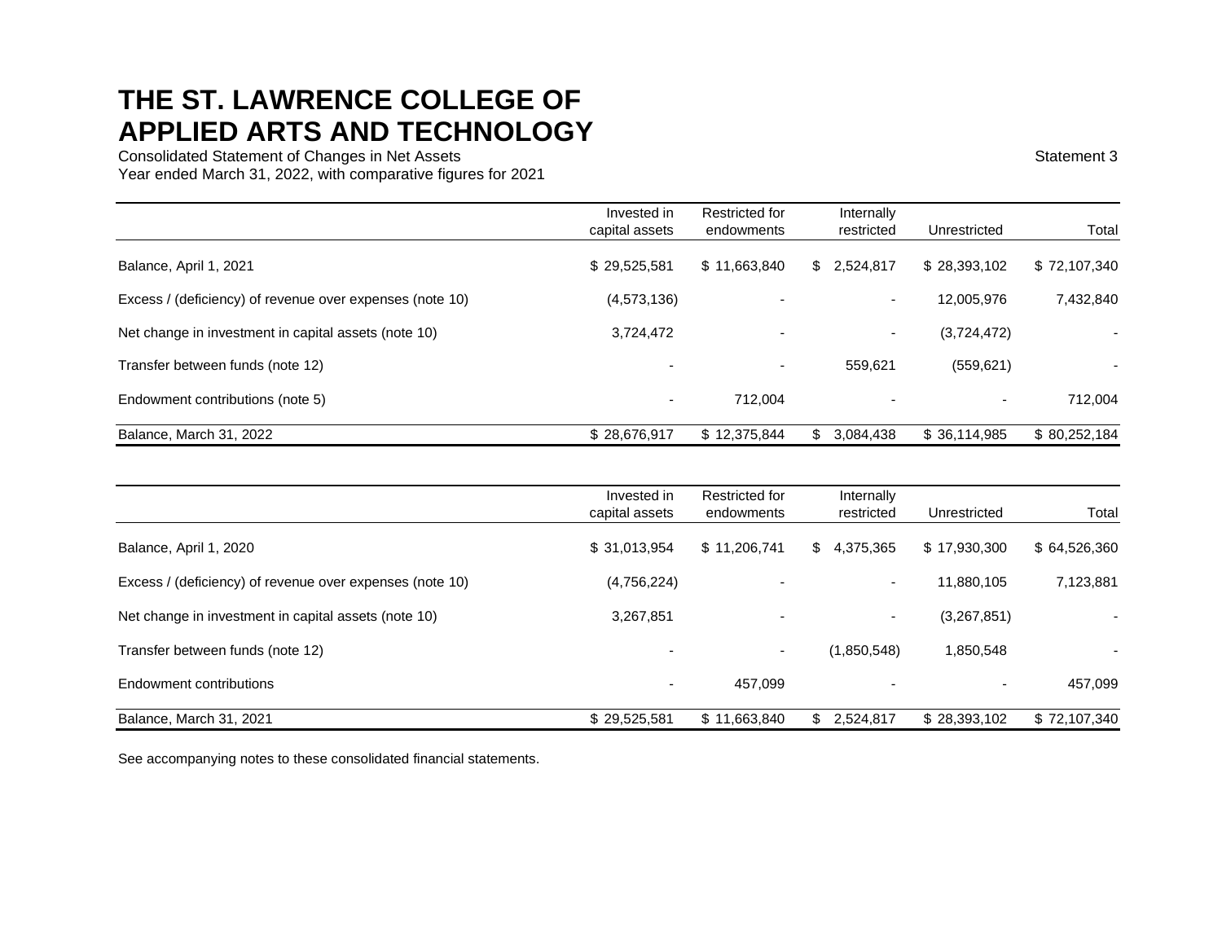# THE ST. LAWRENCE COLLEGE OF APPLIED ARTS AND TECHNOLOGY

Consolidated Statement of Changes in Net Assets

Statement 3

Year ended March 31, 2022, with comparative figures for 2021

| | Invested in capital assets | Restricted for endowments | Internally restricted | Unrestricted | Total |
|---|---|---|---|---|---|
| Balance, April 1, 2021 | $ 29,525,581 | $ 11,663,840 | $ 2,524,817 | $ 28,393,102 | $ 72,107,340 |
| Excess / (deficiency) of revenue over expenses (note 10) | (4,573,136) | - | - | 12,005,976 | 7,432,840 |
| Net change in investment in capital assets (note 10) | 3,724,472 | - | - | (3,724,472) | - |
| Transfer between funds (note 12) | - | - | 559,621 | (559,621) | - |
| Endowment contributions (note 5) | - | 712,004 | - | - | 712,004 |
| Balance, March 31, 2022 | $ 28,676,917 | $ 12,375,844 | $ 3,084,438 | $ 36,114,985 | $ 80,252,184 |

| | Invested in capital assets | Restricted for endowments | Internally restricted | Unrestricted | Total |
|---|---|---|---|---|---|
| Balance, April 1, 2020 | $ 31,013,954 | $ 11,206,741 | $ 4,375,365 | $ 17,930,300 | $ 64,526,360 |
| Excess / (deficiency) of revenue over expenses (note 10) | (4,756,224) | - | - | 11,880,105 | 7,123,881 |
| Net change in investment in capital assets (note 10) | 3,267,851 | - | - | (3,267,851) | - |
| Transfer between funds (note 12) | - | - | (1,850,548) | 1,850,548 | - |
| Endowment contributions | - | 457,099 | - | - | 457,099 |
| Balance, March 31, 2021 | $ 29,525,581 | $ 11,663,840 | $ 2,524,817 | $ 28,393,102 | $ 72,107,340 |

See accompanying notes to these consolidated financial statements.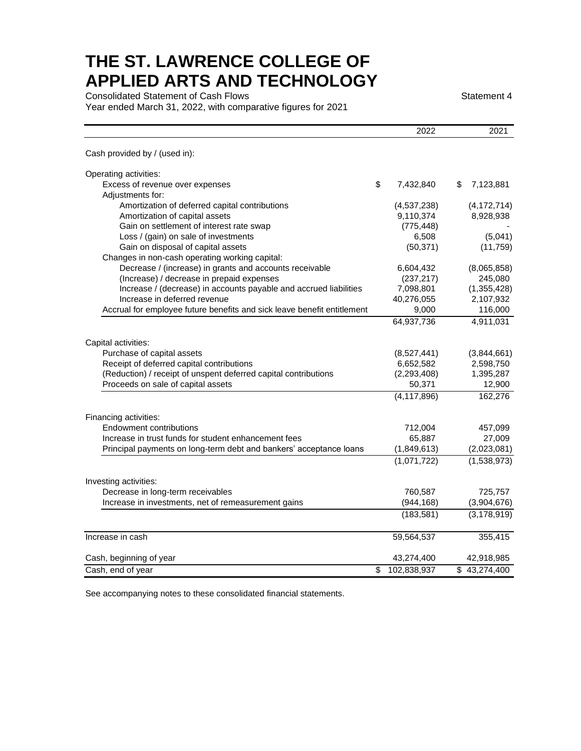# THE ST. LAWRENCE COLLEGE OF APPLIED ARTS AND TECHNOLOGY

Consolidated Statement of Cash Flows

Statement 4

Year ended March 31, 2022, with comparative figures for 2021

| | 2022 | 2021 |
|---|---|---|
| Cash provided by / (used in): | | |
| Operating activities: | | |
| Excess of revenue over expenses | $ 7,432,840 | $ 7,123,881 |
| Adjustments for: | | |
| Amortization of deferred capital contributions | (4,537,238) | (4,172,714) |
| Amortization of capital assets | 9,110,374 | 8,928,938 |
| Gain on settlement of interest rate swap | (775,448) | - |
| Loss / (gain) on sale of investments | 6,508 | (5,041) |
| Gain on disposal of capital assets | (50,371) | (11,759) |
| Changes in non-cash operating working capital: | | |
| Decrease / (increase) in grants and accounts receivable | 6,604,432 | (8,065,858) |
| (Increase) / decrease in prepaid expenses | (237,217) | 245,080 |
| Increase / (decrease) in accounts payable and accrued liabilities | 7,098,801 | (1,355,428) |
| Increase in deferred revenue | 40,276,055 | 2,107,932 |
| Accrual for employee future benefits and sick leave benefit entitlement | 9,000 | 116,000 |
| | 64,937,736 | 4,911,031 |
| Capital activities: | | |
| Purchase of capital assets | (8,527,441) | (3,844,661) |
| Receipt of deferred capital contributions | 6,652,582 | 2,598,750 |
| (Reduction) / receipt of unspent deferred capital contributions | (2,293,408) | 1,395,287 |
| Proceeds on sale of capital assets | 50,371 | 12,900 |
| | (4,117,896) | 162,276 |
| Financing activities: | | |
| Endowment contributions | 712,004 | 457,099 |
| Increase in trust funds for student enhancement fees | 65,887 | 27,009 |
| Principal payments on long-term debt and bankers' acceptance loans | (1,849,613) | (2,023,081) |
| | (1,071,722) | (1,538,973) |
| Investing activities: | | |
| Decrease in long-term receivables | 760,587 | 725,757 |
| Increase in investments, net of remeasurement gains | (944,168) | (3,904,676) |
| | (183,581) | (3,178,919) |
| Increase in cash | 59,564,537 | 355,415 |
| Cash, beginning of year | 43,274,400 | 42,918,985 |
| Cash, end of year | $ 102,838,937 | $ 43,274,400 |

See accompanying notes to these consolidated financial statements.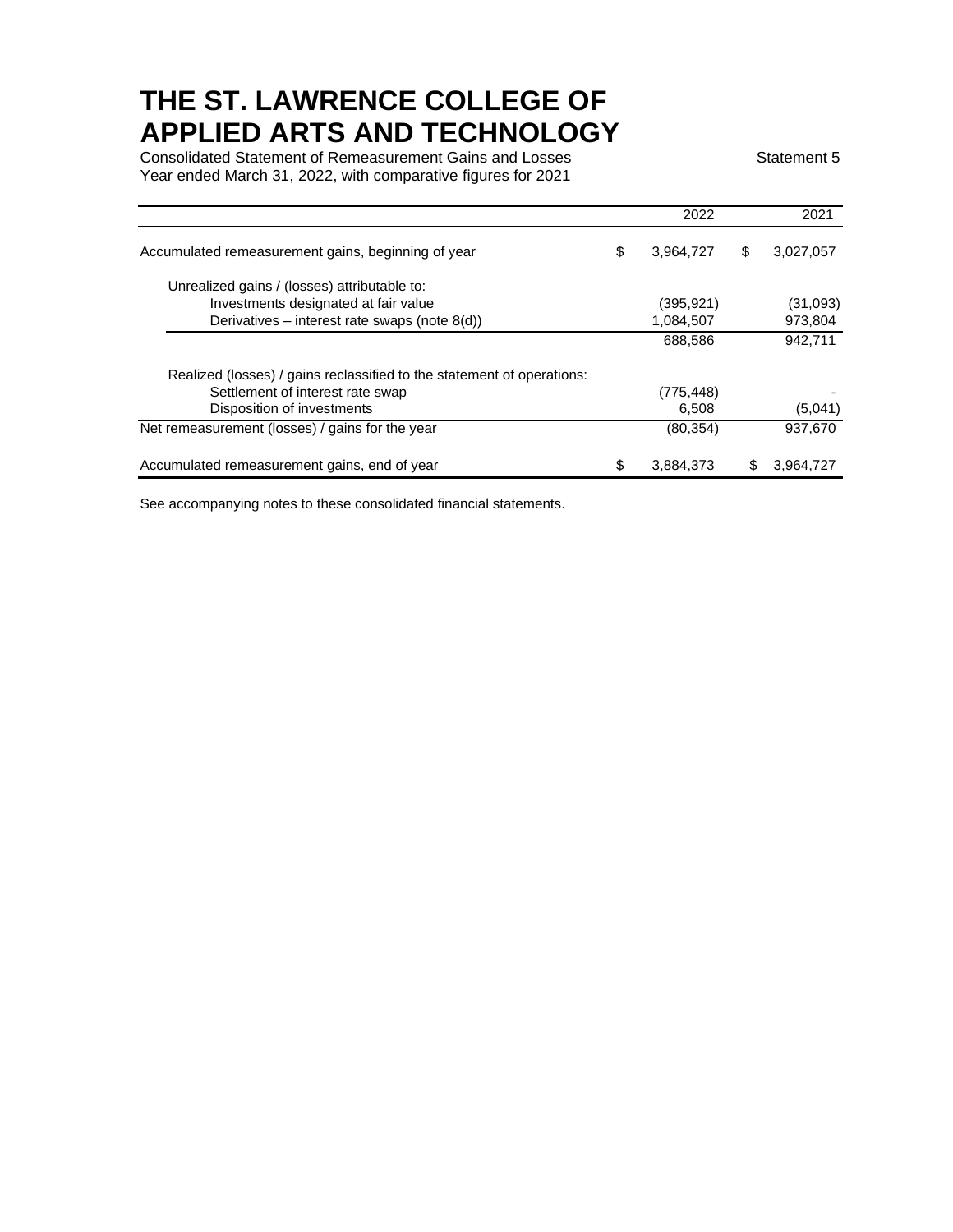# THE ST. LAWRENCE COLLEGE OF APPLIED ARTS AND TECHNOLOGY

Consolidated Statement of Remeasurement Gains and Losses

Statement 5

Year ended March 31, 2022, with comparative figures for 2021

| | 2022 | 2021 |
|---|---|---|
| Accumulated remeasurement gains, beginning of year | $ 3,964,727 | $ 3,027,057 |
| Unrealized gains / (losses) attributable to: | | |
| Investments designated at fair value | (395,921) | (31,093) |
| Derivatives – interest rate swaps (note 8(d)) | 1,084,507 | 973,804 |
| | 688,586 | 942,711 |
| Realized (losses) / gains reclassified to the statement of operations: | | |
| Settlement of interest rate swap | (775,448) | - |
| Disposition of investments | 6,508 | (5,041) |
| Net remeasurement (losses) / gains for the year | (80,354) | 937,670 |
| Accumulated remeasurement gains, end of year | $ 3,884,373 | $ 3,964,727 |

See accompanying notes to these consolidated financial statements.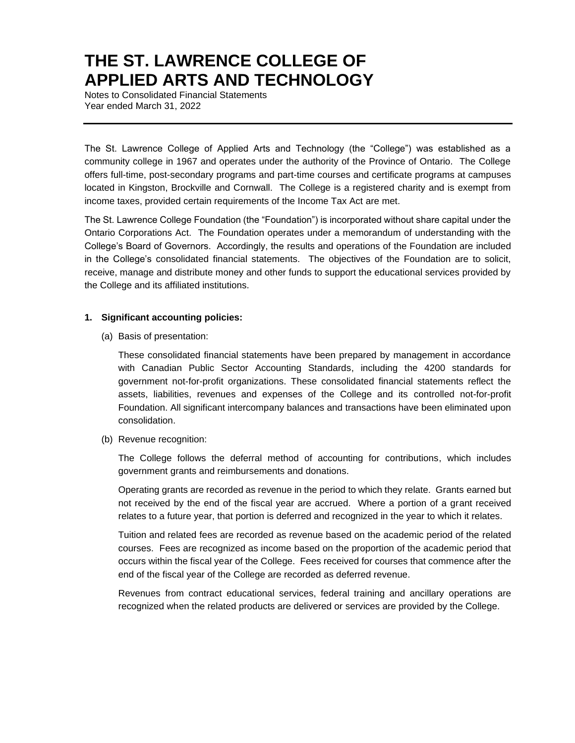# THE ST. LAWRENCE COLLEGE OF APPLIED ARTS AND TECHNOLOGY

Notes to Consolidated Financial Statements

Year ended March 31, 2022

---

The St. Lawrence College of Applied Arts and Technology (the "College") was established as a community college in 1967 and operates under the authority of the Province of Ontario. The College offers full-time, post-secondary programs and part-time courses and certificate programs at campuses located in Kingston, Brockville and Cornwall. The College is a registered charity and is exempt from income taxes, provided certain requirements of the Income Tax Act are met.

The St. Lawrence College Foundation (the "Foundation") is incorporated without share capital under the Ontario Corporations Act. The Foundation operates under a memorandum of understanding with the College's Board of Governors. Accordingly, the results and operations of the Foundation are included in the College's consolidated financial statements. The objectives of the Foundation are to solicit, receive, manage and distribute money and other funds to support the educational services provided by the College and its affiliated institutions.

**1. Significant accounting policies:**

(a) Basis of presentation:

These consolidated financial statements have been prepared by management in accordance with Canadian Public Sector Accounting Standards, including the 4200 standards for government not-for-profit organizations. These consolidated financial statements reflect the assets, liabilities, revenues and expenses of the College and its controlled not-for-profit Foundation. All significant intercompany balances and transactions have been eliminated upon consolidation.

(b) Revenue recognition:

The College follows the deferral method of accounting for contributions, which includes government grants and reimbursements and donations.

Operating grants are recorded as revenue in the period to which they relate. Grants earned but not received by the end of the fiscal year are accrued. Where a portion of a grant received relates to a future year, that portion is deferred and recognized in the year to which it relates.

Tuition and related fees are recorded as revenue based on the academic period of the related courses. Fees are recognized as income based on the proportion of the academic period that occurs within the fiscal year of the College. Fees received for courses that commence after the end of the fiscal year of the College are recorded as deferred revenue.

Revenues from contract educational services, federal training and ancillary operations are recognized when the related products are delivered or services are provided by the College.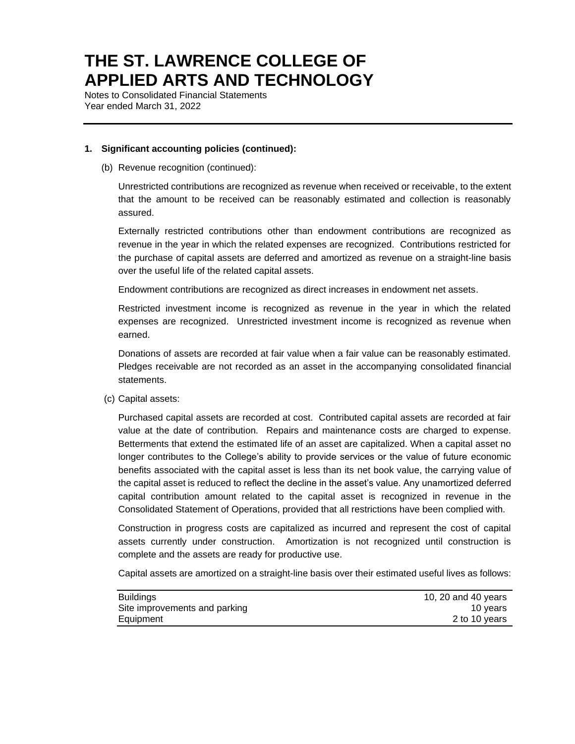# THE ST. LAWRENCE COLLEGE OF APPLIED ARTS AND TECHNOLOGY

Notes to Consolidated Financial Statements
Year ended March 31, 2022

## 1. Significant accounting policies (continued):

(b) Revenue recognition (continued):

Unrestricted contributions are recognized as revenue when received or receivable, to the extent that the amount to be received can be reasonably estimated and collection is reasonably assured.

Externally restricted contributions other than endowment contributions are recognized as revenue in the year in which the related expenses are recognized. Contributions restricted for the purchase of capital assets are deferred and amortized as revenue on a straight-line basis over the useful life of the related capital assets.

Endowment contributions are recognized as direct increases in endowment net assets.

Restricted investment income is recognized as revenue in the year in which the related expenses are recognized. Unrestricted investment income is recognized as revenue when earned.

Donations of assets are recorded at fair value when a fair value can be reasonably estimated. Pledges receivable are not recorded as an asset in the accompanying consolidated financial statements.

(c) Capital assets:

Purchased capital assets are recorded at cost. Contributed capital assets are recorded at fair value at the date of contribution. Repairs and maintenance costs are charged to expense. Betterments that extend the estimated life of an asset are capitalized. When a capital asset no longer contributes to the College's ability to provide services or the value of future economic benefits associated with the capital asset is less than its net book value, the carrying value of the capital asset is reduced to reflect the decline in the asset's value. Any unamortized deferred capital contribution amount related to the capital asset is recognized in revenue in the Consolidated Statement of Operations, provided that all restrictions have been complied with.

Construction in progress costs are capitalized as incurred and represent the cost of capital assets currently under construction. Amortization is not recognized until construction is complete and the assets are ready for productive use.

Capital assets are amortized on a straight-line basis over their estimated useful lives as follows:

| | |
|---|---|
| Buildings | 10, 20 and 40 years |
| Site improvements and parking | 10 years |
| Equipment | 2 to 10 years |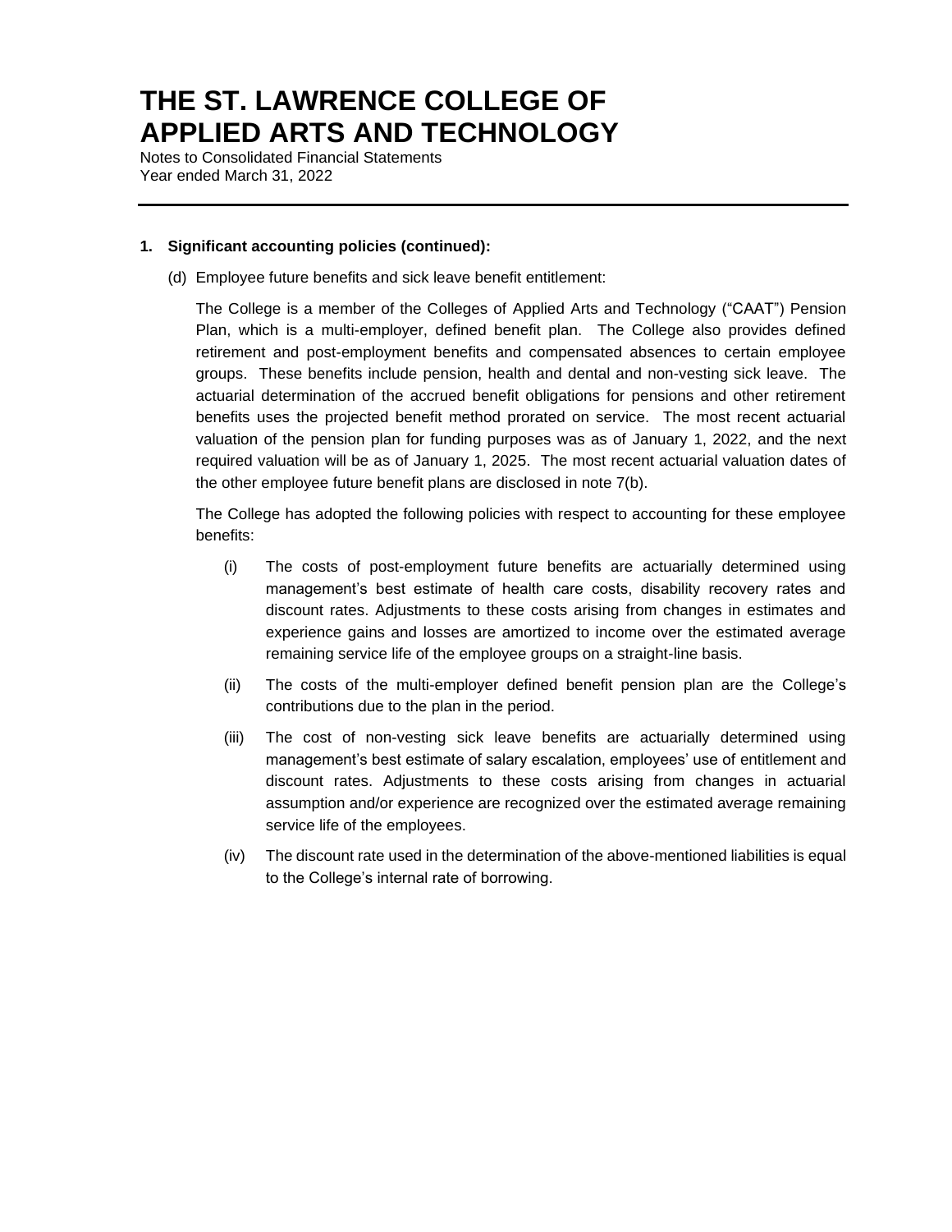## 1. Significant accounting policies (continued):

(d) Employee future benefits and sick leave benefit entitlement:

The College is a member of the Colleges of Applied Arts and Technology ("CAAT") Pension Plan, which is a multi-employer, defined benefit plan. The College also provides defined retirement and post-employment benefits and compensated absences to certain employee groups. These benefits include pension, health and dental and non-vesting sick leave. The actuarial determination of the accrued benefit obligations for pensions and other retirement benefits uses the projected benefit method prorated on service. The most recent actuarial valuation of the pension plan for funding purposes was as of January 1, 2022, and the next required valuation will be as of January 1, 2025. The most recent actuarial valuation dates of the other employee future benefit plans are disclosed in note 7(b).

The College has adopted the following policies with respect to accounting for these employee benefits:

(i) The costs of post-employment future benefits are actuarially determined using management's best estimate of health care costs, disability recovery rates and discount rates. Adjustments to these costs arising from changes in estimates and experience gains and losses are amortized to income over the estimated average remaining service life of the employee groups on a straight-line basis.

(ii) The costs of the multi-employer defined benefit pension plan are the College's contributions due to the plan in the period.

(iii) The cost of non-vesting sick leave benefits are actuarially determined using management's best estimate of salary escalation, employees' use of entitlement and discount rates. Adjustments to these costs arising from changes in actuarial assumption and/or experience are recognized over the estimated average remaining service life of the employees.

(iv) The discount rate used in the determination of the above-mentioned liabilities is equal to the College's internal rate of borrowing.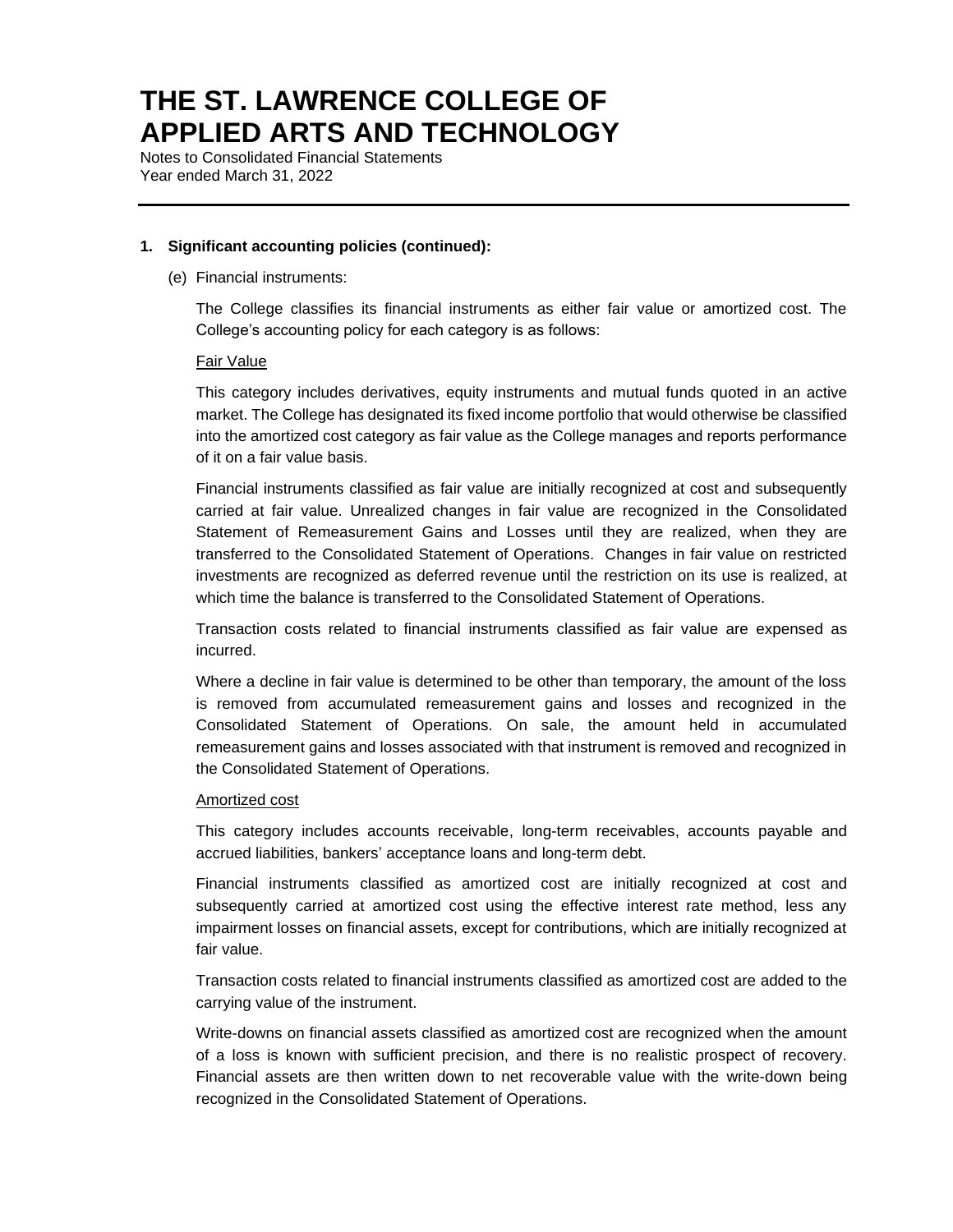# THE ST. LAWRENCE COLLEGE OF APPLIED ARTS AND TECHNOLOGY

Notes to Consolidated Financial Statements

Year ended March 31, 2022

---

**1. Significant accounting policies (continued):**

(e) Financial instruments:

The College classifies its financial instruments as either fair value or amortized cost. The College's accounting policy for each category is as follows:

Fair Value

This category includes derivatives, equity instruments and mutual funds quoted in an active market. The College has designated its fixed income portfolio that would otherwise be classified into the amortized cost category as fair value as the College manages and reports performance of it on a fair value basis.

Financial instruments classified as fair value are initially recognized at cost and subsequently carried at fair value. Unrealized changes in fair value are recognized in the Consolidated Statement of Remeasurement Gains and Losses until they are realized, when they are transferred to the Consolidated Statement of Operations. Changes in fair value on restricted investments are recognized as deferred revenue until the restriction on its use is realized, at which time the balance is transferred to the Consolidated Statement of Operations.

Transaction costs related to financial instruments classified as fair value are expensed as incurred.

Where a decline in fair value is determined to be other than temporary, the amount of the loss is removed from accumulated remeasurement gains and losses and recognized in the Consolidated Statement of Operations. On sale, the amount held in accumulated remeasurement gains and losses associated with that instrument is removed and recognized in the Consolidated Statement of Operations.

Amortized cost

This category includes accounts receivable, long-term receivables, accounts payable and accrued liabilities, bankers' acceptance loans and long-term debt.

Financial instruments classified as amortized cost are initially recognized at cost and subsequently carried at amortized cost using the effective interest rate method, less any impairment losses on financial assets, except for contributions, which are initially recognized at fair value.

Transaction costs related to financial instruments classified as amortized cost are added to the carrying value of the instrument.

Write-downs on financial assets classified as amortized cost are recognized when the amount of a loss is known with sufficient precision, and there is no realistic prospect of recovery. Financial assets are then written down to net recoverable value with the write-down being recognized in the Consolidated Statement of Operations.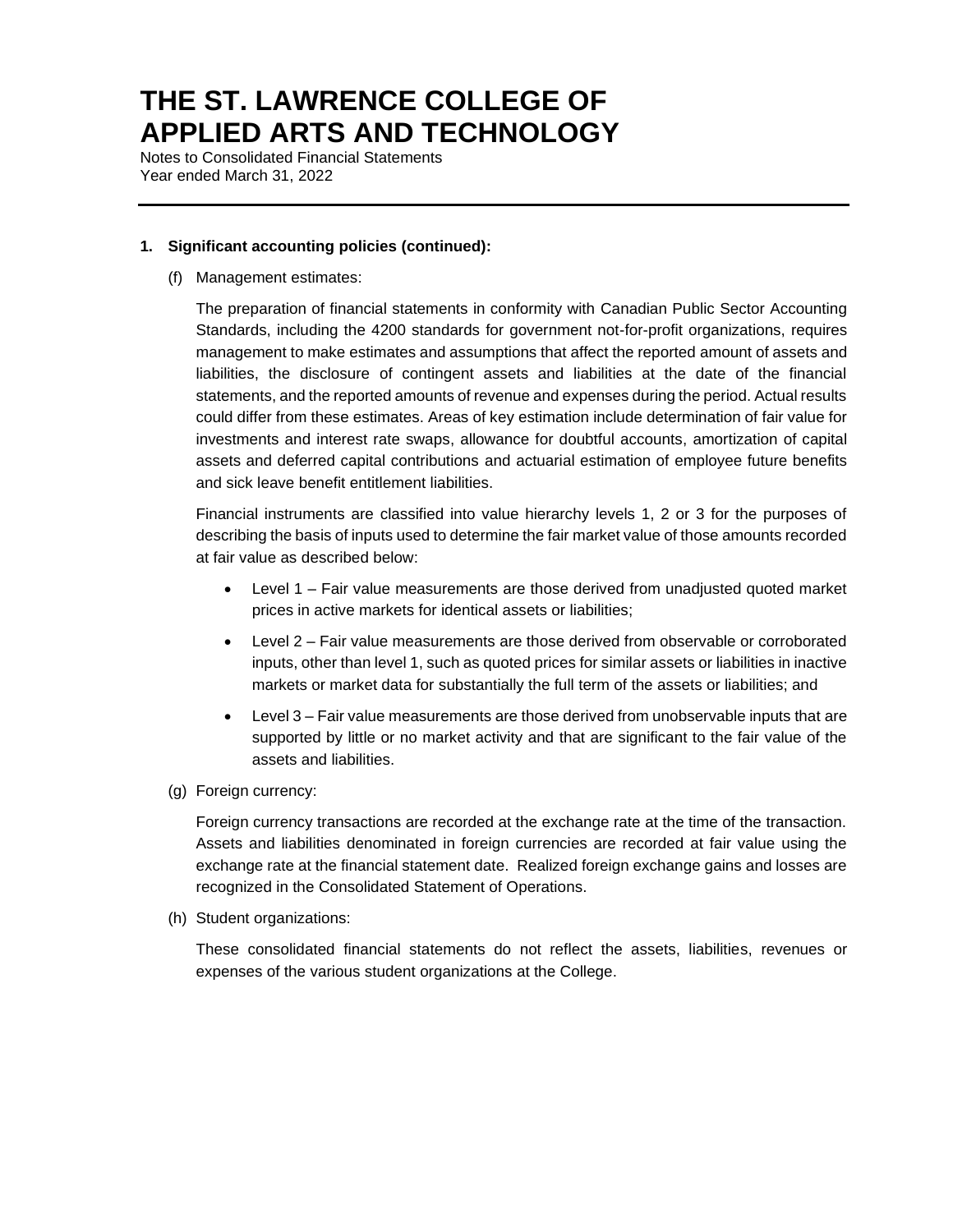# THE ST. LAWRENCE COLLEGE OF APPLIED ARTS AND TECHNOLOGY

Notes to Consolidated Financial Statements
Year ended March 31, 2022

---

**1. Significant accounting policies (continued):**

(f) Management estimates:

The preparation of financial statements in conformity with Canadian Public Sector Accounting Standards, including the 4200 standards for government not-for-profit organizations, requires management to make estimates and assumptions that affect the reported amount of assets and liabilities, the disclosure of contingent assets and liabilities at the date of the financial statements, and the reported amounts of revenue and expenses during the period. Actual results could differ from these estimates. Areas of key estimation include determination of fair value for investments and interest rate swaps, allowance for doubtful accounts, amortization of capital assets and deferred capital contributions and actuarial estimation of employee future benefits and sick leave benefit entitlement liabilities.

Financial instruments are classified into value hierarchy levels 1, 2 or 3 for the purposes of describing the basis of inputs used to determine the fair market value of those amounts recorded at fair value as described below:

- Level 1 – Fair value measurements are those derived from unadjusted quoted market prices in active markets for identical assets or liabilities;
- Level 2 – Fair value measurements are those derived from observable or corroborated inputs, other than level 1, such as quoted prices for similar assets or liabilities in inactive markets or market data for substantially the full term of the assets or liabilities; and
- Level 3 – Fair value measurements are those derived from unobservable inputs that are supported by little or no market activity and that are significant to the fair value of the assets and liabilities.

(g) Foreign currency:

Foreign currency transactions are recorded at the exchange rate at the time of the transaction. Assets and liabilities denominated in foreign currencies are recorded at fair value using the exchange rate at the financial statement date. Realized foreign exchange gains and losses are recognized in the Consolidated Statement of Operations.

(h) Student organizations:

These consolidated financial statements do not reflect the assets, liabilities, revenues or expenses of the various student organizations at the College.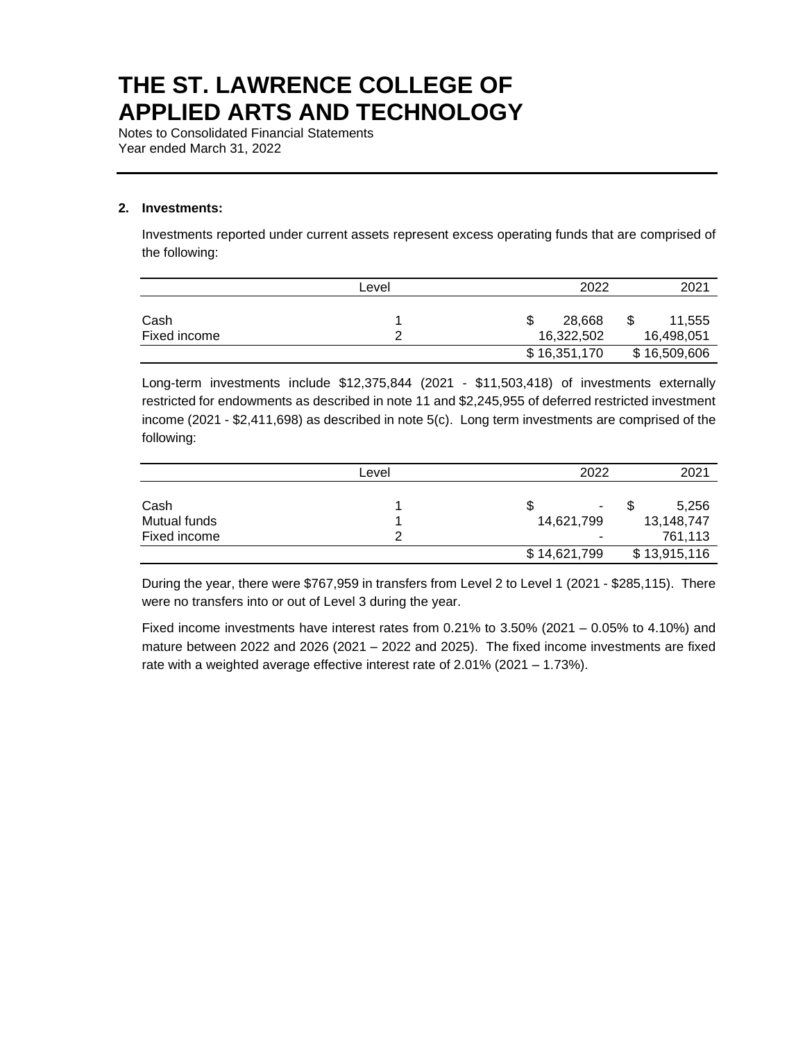# THE ST. LAWRENCE COLLEGE OF APPLIED ARTS AND TECHNOLOGY

Notes to Consolidated Financial Statements
Year ended March 31, 2022

## 2. Investments:

Investments reported under current assets represent excess operating funds that are comprised of the following:

| | Level | 2022 | 2021 |
|---|---|---|---|
| Cash | 1 | $ 28,668 | $ 11,555 |
| Fixed income | 2 | 16,322,502 | 16,498,051 |
| | | $ 16,351,170 | $ 16,509,606 |

Long-term investments include $12,375,844 (2021 - $11,503,418) of investments externally restricted for endowments as described in note 11 and $2,245,955 of deferred restricted investment income (2021 - $2,411,698) as described in note 5(c). Long term investments are comprised of the following:

| | Level | 2022 | 2021 |
|---|---|---|---|
| Cash | 1 | $ - | $ 5,256 |
| Mutual funds | 1 | 14,621,799 | 13,148,747 |
| Fixed income | 2 | - | 761,113 |
| | | $ 14,621,799 | $ 13,915,116 |

During the year, there were $767,959 in transfers from Level 2 to Level 1 (2021 - $285,115). There were no transfers into or out of Level 3 during the year.

Fixed income investments have interest rates from 0.21% to 3.50% (2021 – 0.05% to 4.10%) and mature between 2022 and 2026 (2021 – 2022 and 2025). The fixed income investments are fixed rate with a weighted average effective interest rate of 2.01% (2021 – 1.73%).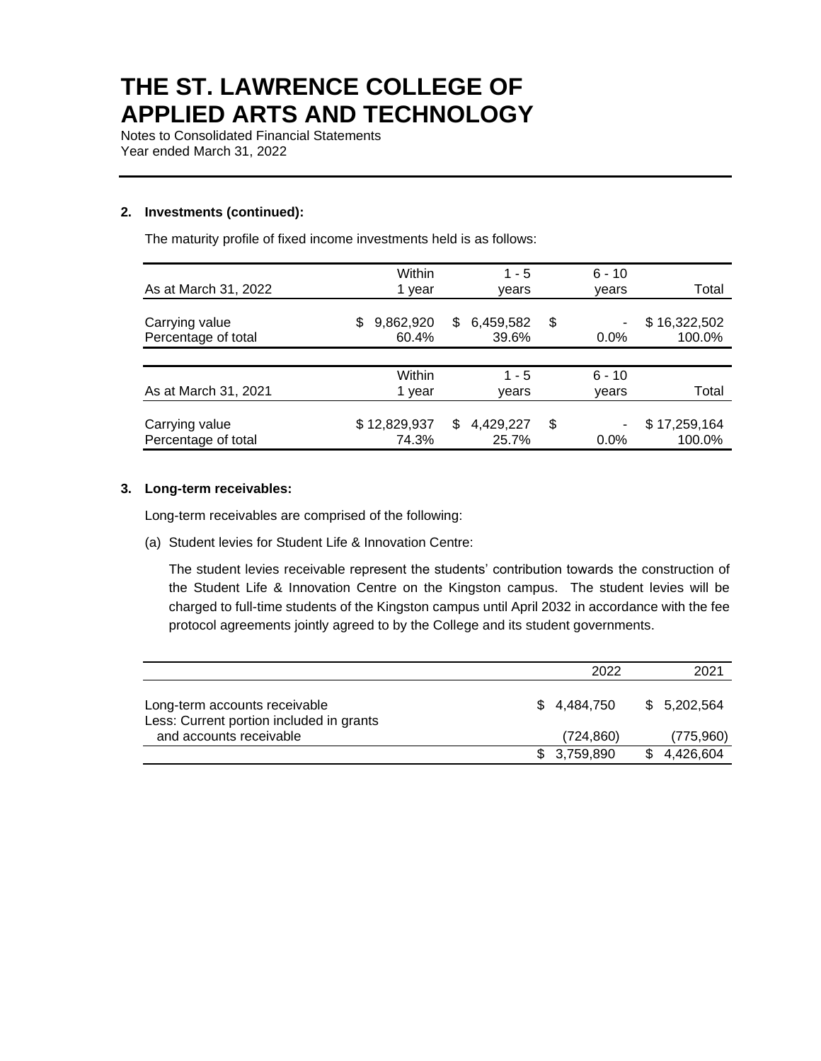# THE ST. LAWRENCE COLLEGE OF APPLIED ARTS AND TECHNOLOGY

Notes to Consolidated Financial Statements
Year ended March 31, 2022

**2. Investments (continued):**

The maturity profile of fixed income investments held is as follows:

| As at March 31, 2022 | Within 1 year | 1 - 5 years | 6 - 10 years | Total |
|---|---|---|---|---|
| Carrying value | $ 9,862,920 | $ 6,459,582 | $ - | $ 16,322,502 |
| Percentage of total | 60.4% | 39.6% | 0.0% | 100.0% |

| As at March 31, 2021 | Within 1 year | 1 - 5 years | 6 - 10 years | Total |
|---|---|---|---|---|
| Carrying value | $ 12,829,937 | $ 4,429,227 | $ - | $ 17,259,164 |
| Percentage of total | 74.3% | 25.7% | 0.0% | 100.0% |

**3. Long-term receivables:**

Long-term receivables are comprised of the following:

(a) Student levies for Student Life & Innovation Centre:

The student levies receivable represent the students' contribution towards the construction of the Student Life & Innovation Centre on the Kingston campus. The student levies will be charged to full-time students of the Kingston campus until April 2032 in accordance with the fee protocol agreements jointly agreed to by the College and its student governments.

| | 2022 | 2021 |
|---|---|---|
| Long-term accounts receivable | $ 4,484,750 | $ 5,202,564 |
| Less: Current portion included in grants and accounts receivable | (724,860) | (775,960) |
| | $ 3,759,890 | $ 4,426,604 |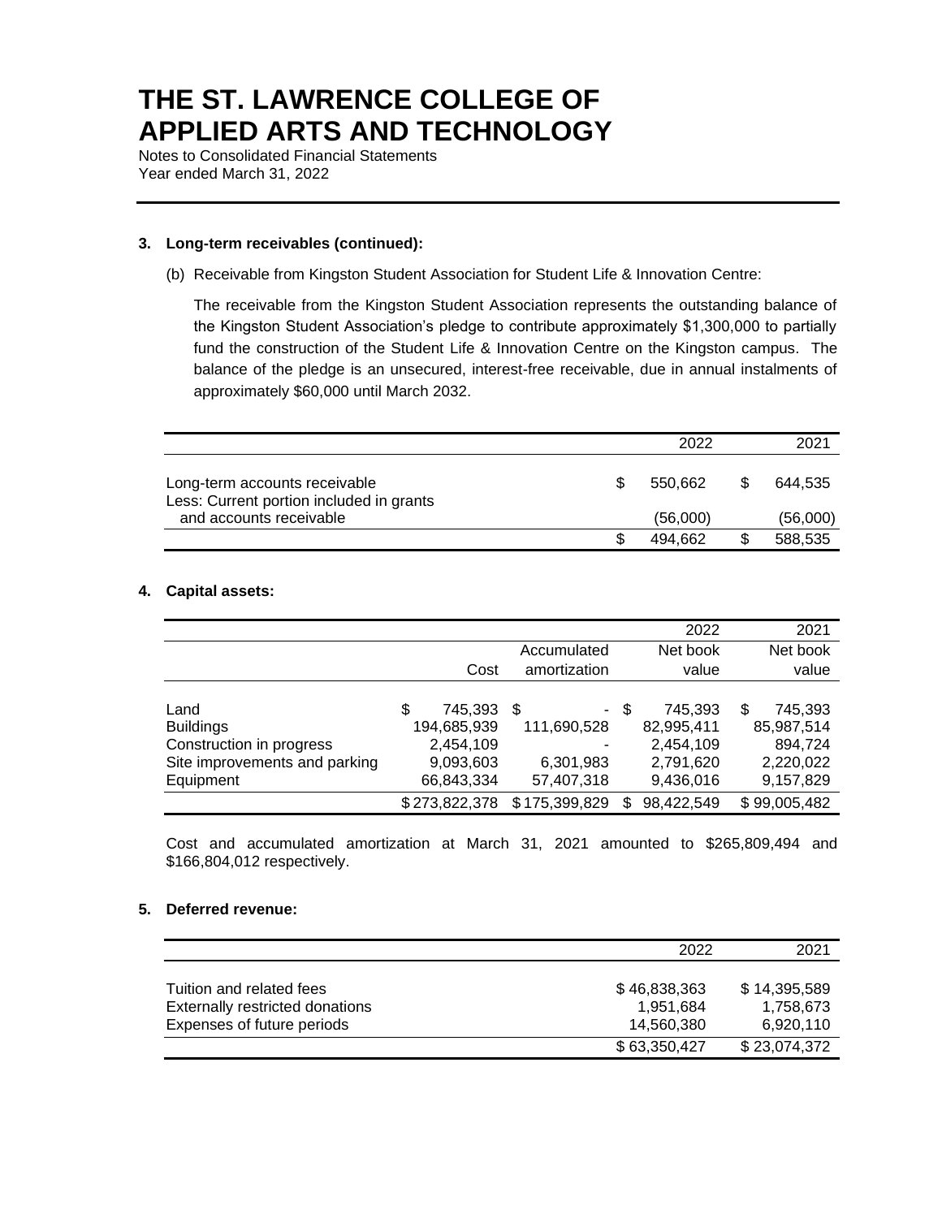### 3. Long-term receivables (continued):

(b) Receivable from Kingston Student Association for Student Life & Innovation Centre:

The receivable from the Kingston Student Association represents the outstanding balance of the Kingston Student Association's pledge to contribute approximately $1,300,000 to partially fund the construction of the Student Life & Innovation Centre on the Kingston campus. The balance of the pledge is an unsecured, interest-free receivable, due in annual instalments of approximately $60,000 until March 2032.

| | 2022 | 2021 |
|---|---|---|
| Long-term accounts receivable | $ 550,662 | $ 644,535 |
| Less: Current portion included in grants and accounts receivable | (56,000) | (56,000) |
| | $ 494,662 | $ 588,535 |

### 4. Capital assets:

| | Cost | Accumulated amortization | 2022 Net book value | 2021 Net book value |
|---|---|---|---|---|
| Land | $ 745,393 | $ - | $ 745,393 | $ 745,393 |
| Buildings | 194,685,939 | 111,690,528 | 82,995,411 | 85,987,514 |
| Construction in progress | 2,454,109 | - | 2,454,109 | 894,724 |
| Site improvements and parking | 9,093,603 | 6,301,983 | 2,791,620 | 2,220,022 |
| Equipment | 66,843,334 | 57,407,318 | 9,436,016 | 9,157,829 |
| | $ 273,822,378 | $ 175,399,829 | $ 98,422,549 | $ 99,005,482 |

Cost and accumulated amortization at March 31, 2021 amounted to $265,809,494 and $166,804,012 respectively.

### 5. Deferred revenue:

| | 2022 | 2021 |
|---|---|---|
| Tuition and related fees | $ 46,838,363 | $ 14,395,589 |
| Externally restricted donations | 1,951,684 | 1,758,673 |
| Expenses of future periods | 14,560,380 | 6,920,110 |
| | $ 63,350,427 | $ 23,074,372 |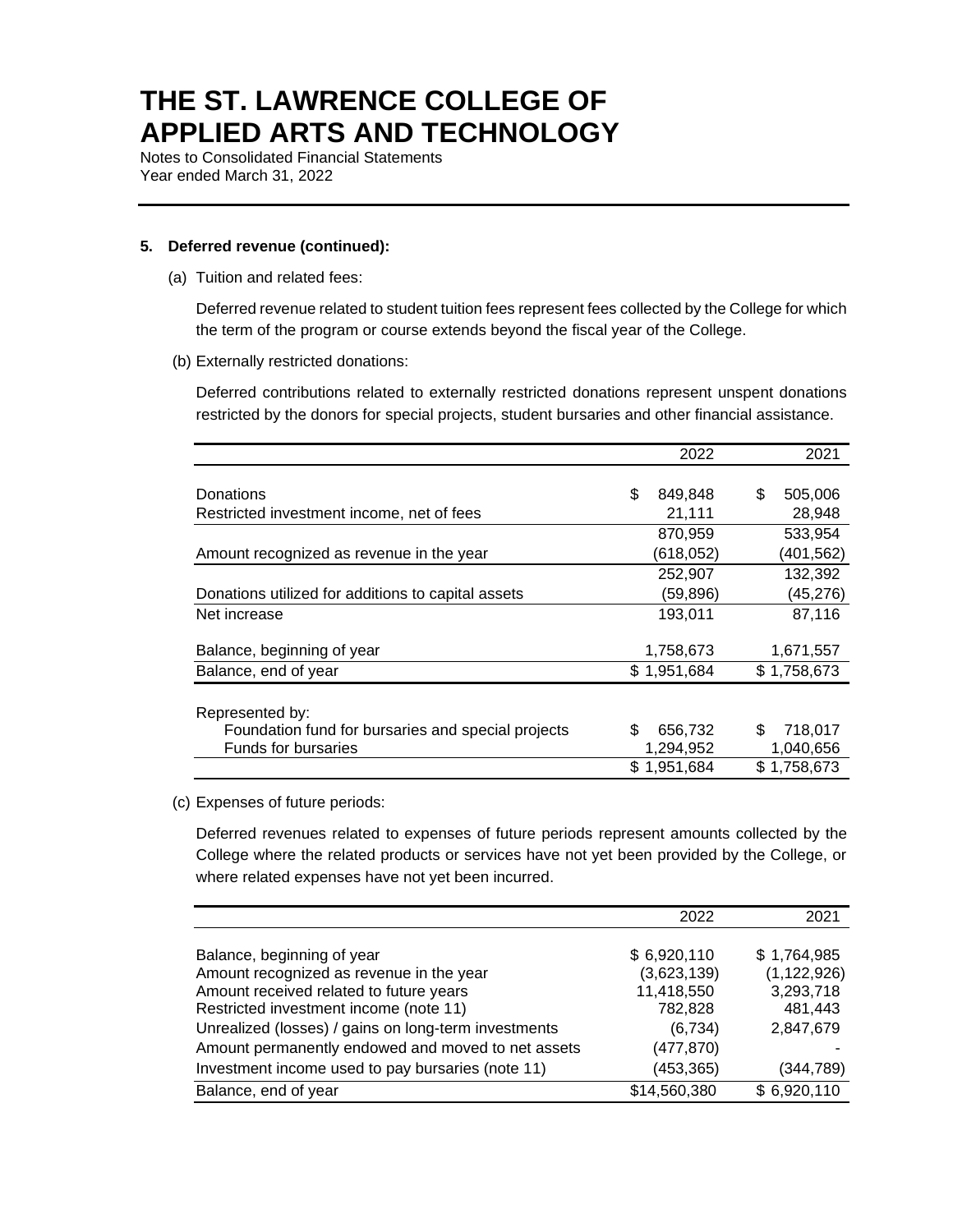# THE ST. LAWRENCE COLLEGE OF APPLIED ARTS AND TECHNOLOGY

Notes to Consolidated Financial Statements
Year ended March 31, 2022

**5. Deferred revenue (continued):**

(a) Tuition and related fees:

Deferred revenue related to student tuition fees represent fees collected by the College for which the term of the program or course extends beyond the fiscal year of the College.

(b) Externally restricted donations:

Deferred contributions related to externally restricted donations represent unspent donations restricted by the donors for special projects, student bursaries and other financial assistance.

| | 2022 | 2021 |
|---|---|---|
| Donations | $ 849,848 | $ 505,006 |
| Restricted investment income, net of fees | 21,111 | 28,948 |
| | 870,959 | 533,954 |
| Amount recognized as revenue in the year | (618,052) | (401,562) |
| | 252,907 | 132,392 |
| Donations utilized for additions to capital assets | (59,896) | (45,276) |
| Net increase | 193,011 | 87,116 |
| Balance, beginning of year | 1,758,673 | 1,671,557 |
| Balance, end of year | $ 1,951,684 | $ 1,758,673 |
| Represented by: | | |
| Foundation fund for bursaries and special projects | $ 656,732 | $ 718,017 |
| Funds for bursaries | 1,294,952 | 1,040,656 |
| | $ 1,951,684 | $ 1,758,673 |

(c) Expenses of future periods:

Deferred revenues related to expenses of future periods represent amounts collected by the College where the related products or services have not yet been provided by the College, or where related expenses have not yet been incurred.

| | 2022 | 2021 |
|---|---|---|
| Balance, beginning of year | $ 6,920,110 | $ 1,764,985 |
| Amount recognized as revenue in the year | (3,623,139) | (1,122,926) |
| Amount received related to future years | 11,418,550 | 3,293,718 |
| Restricted investment income (note 11) | 782,828 | 481,443 |
| Unrealized (losses) / gains on long-term investments | (6,734) | 2,847,679 |
| Amount permanently endowed and moved to net assets | (477,870) | - |
| Investment income used to pay bursaries (note 11) | (453,365) | (344,789) |
| Balance, end of year | $14,560,380 | $ 6,920,110 |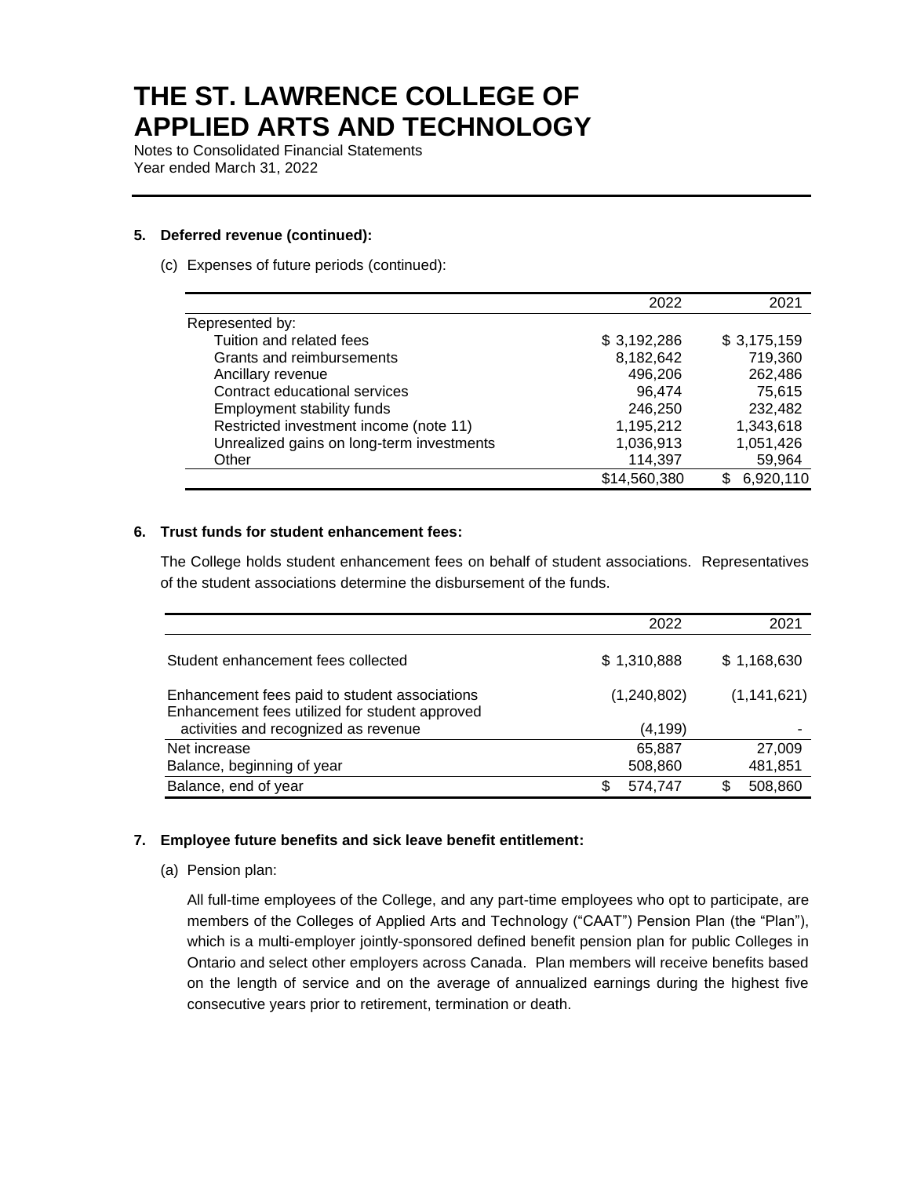# THE ST. LAWRENCE COLLEGE OF APPLIED ARTS AND TECHNOLOGY

Notes to Consolidated Financial Statements
Year ended March 31, 2022

**5. Deferred revenue (continued):**

(c) Expenses of future periods (continued):

| | 2022 | 2021 |
|---|---|---|
| Represented by: | | |
| Tuition and related fees | $ 3,192,286 | $ 3,175,159 |
| Grants and reimbursements | 8,182,642 | 719,360 |
| Ancillary revenue | 496,206 | 262,486 |
| Contract educational services | 96,474 | 75,615 |
| Employment stability funds | 246,250 | 232,482 |
| Restricted investment income (note 11) | 1,195,212 | 1,343,618 |
| Unrealized gains on long-term investments | 1,036,913 | 1,051,426 |
| Other | 114,397 | 59,964 |
| | $14,560,380 | $ 6,920,110 |

**6. Trust funds for student enhancement fees:**

The College holds student enhancement fees on behalf of student associations. Representatives of the student associations determine the disbursement of the funds.

| | 2022 | 2021 |
|---|---|---|
| Student enhancement fees collected | $ 1,310,888 | $ 1,168,630 |
| Enhancement fees paid to student associations | (1,240,802) | (1,141,621) |
| Enhancement fees utilized for student approved activities and recognized as revenue | (4,199) | - |
| Net increase | 65,887 | 27,009 |
| Balance, beginning of year | 508,860 | 481,851 |
| Balance, end of year | $ 574,747 | $ 508,860 |

**7. Employee future benefits and sick leave benefit entitlement:**

(a) Pension plan:

All full-time employees of the College, and any part-time employees who opt to participate, are members of the Colleges of Applied Arts and Technology ("CAAT") Pension Plan (the "Plan"), which is a multi-employer jointly-sponsored defined benefit pension plan for public Colleges in Ontario and select other employers across Canada. Plan members will receive benefits based on the length of service and on the average of annualized earnings during the highest five consecutive years prior to retirement, termination or death.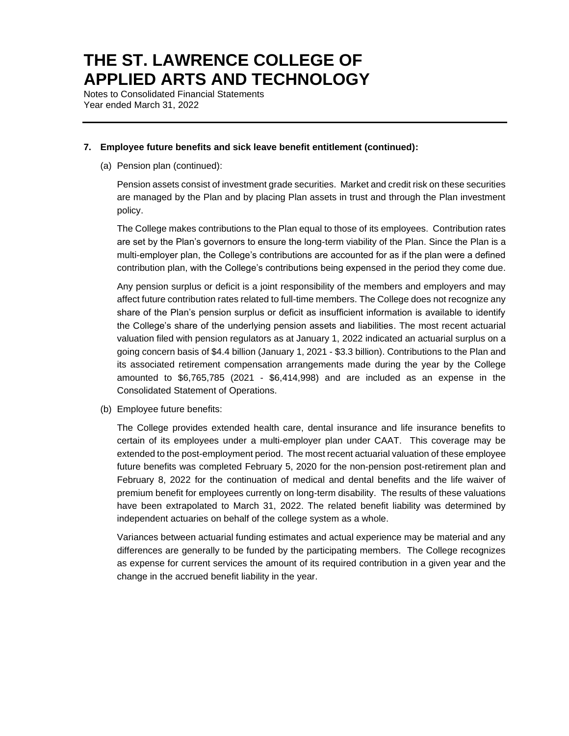### 7. Employee future benefits and sick leave benefit entitlement (continued):

(a) Pension plan (continued):

Pension assets consist of investment grade securities. Market and credit risk on these securities are managed by the Plan and by placing Plan assets in trust and through the Plan investment policy.

The College makes contributions to the Plan equal to those of its employees. Contribution rates are set by the Plan's governors to ensure the long-term viability of the Plan. Since the Plan is a multi-employer plan, the College's contributions are accounted for as if the plan were a defined contribution plan, with the College's contributions being expensed in the period they come due.

Any pension surplus or deficit is a joint responsibility of the members and employers and may affect future contribution rates related to full-time members. The College does not recognize any share of the Plan's pension surplus or deficit as insufficient information is available to identify the College's share of the underlying pension assets and liabilities. The most recent actuarial valuation filed with pension regulators as at January 1, 2022 indicated an actuarial surplus on a going concern basis of $4.4 billion (January 1, 2021 - $3.3 billion). Contributions to the Plan and its associated retirement compensation arrangements made during the year by the College amounted to $6,765,785 (2021 - $6,414,998) and are included as an expense in the Consolidated Statement of Operations.

(b) Employee future benefits:

The College provides extended health care, dental insurance and life insurance benefits to certain of its employees under a multi-employer plan under CAAT. This coverage may be extended to the post-employment period. The most recent actuarial valuation of these employee future benefits was completed February 5, 2020 for the non-pension post-retirement plan and February 8, 2022 for the continuation of medical and dental benefits and the life waiver of premium benefit for employees currently on long-term disability. The results of these valuations have been extrapolated to March 31, 2022. The related benefit liability was determined by independent actuaries on behalf of the college system as a whole.

Variances between actuarial funding estimates and actual experience may be material and any differences are generally to be funded by the participating members. The College recognizes as expense for current services the amount of its required contribution in a given year and the change in the accrued benefit liability in the year.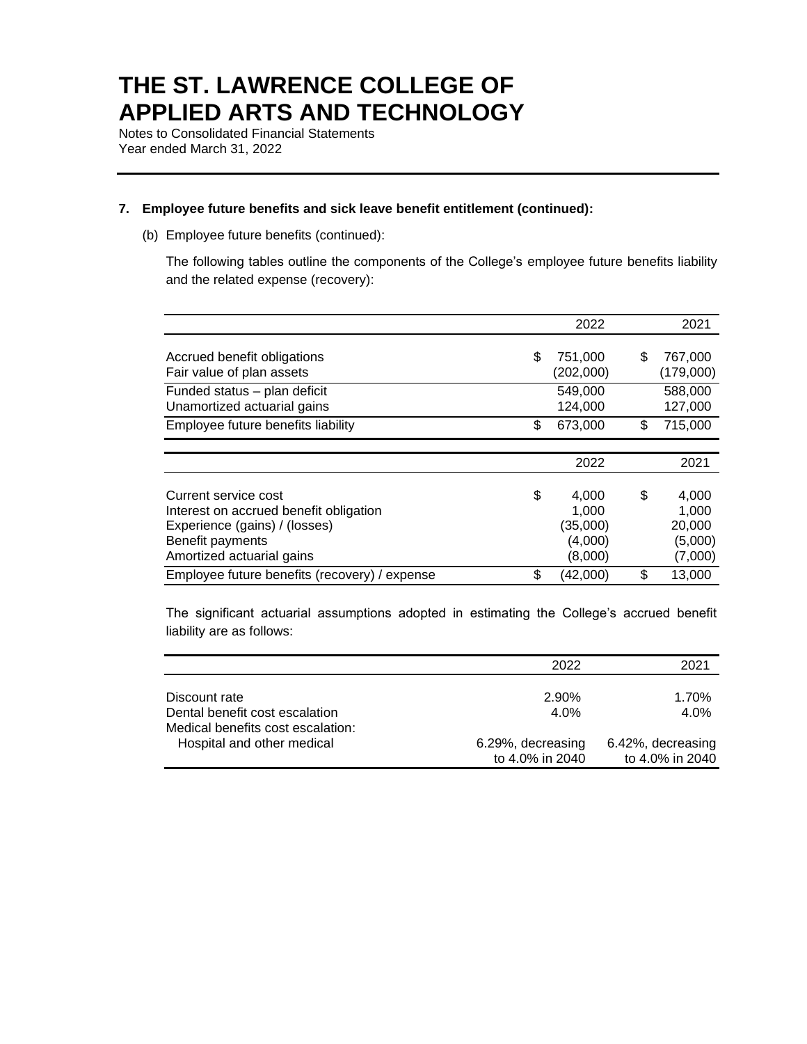# THE ST. LAWRENCE COLLEGE OF APPLIED ARTS AND TECHNOLOGY

Notes to Consolidated Financial Statements
Year ended March 31, 2022

## 7. Employee future benefits and sick leave benefit entitlement (continued):

(b) Employee future benefits (continued):

The following tables outline the components of the College's employee future benefits liability and the related expense (recovery):

| | 2022 | 2021 |
|---|---|---|
| Accrued benefit obligations | $ 751,000 | $ 767,000 |
| Fair value of plan assets | (202,000) | (179,000) |
| Funded status – plan deficit | 549,000 | 588,000 |
| Unamortized actuarial gains | 124,000 | 127,000 |
| Employee future benefits liability | $ 673,000 | $ 715,000 |

| | 2022 | 2021 |
|---|---|---|
| Current service cost | $ 4,000 | $ 4,000 |
| Interest on accrued benefit obligation | 1,000 | 1,000 |
| Experience (gains) / (losses) | (35,000) | 20,000 |
| Benefit payments | (4,000) | (5,000) |
| Amortized actuarial gains | (8,000) | (7,000) |
| Employee future benefits (recovery) / expense | $ (42,000) | $ 13,000 |

The significant actuarial assumptions adopted in estimating the College's accrued benefit liability are as follows:

| | 2022 | 2021 |
|---|---|---|
| Discount rate | 2.90% | 1.70% |
| Dental benefit cost escalation | 4.0% | 4.0% |
| Medical benefits cost escalation: | | |
| Hospital and other medical | 6.29%, decreasing to 4.0% in 2040 | 6.42%, decreasing to 4.0% in 2040 |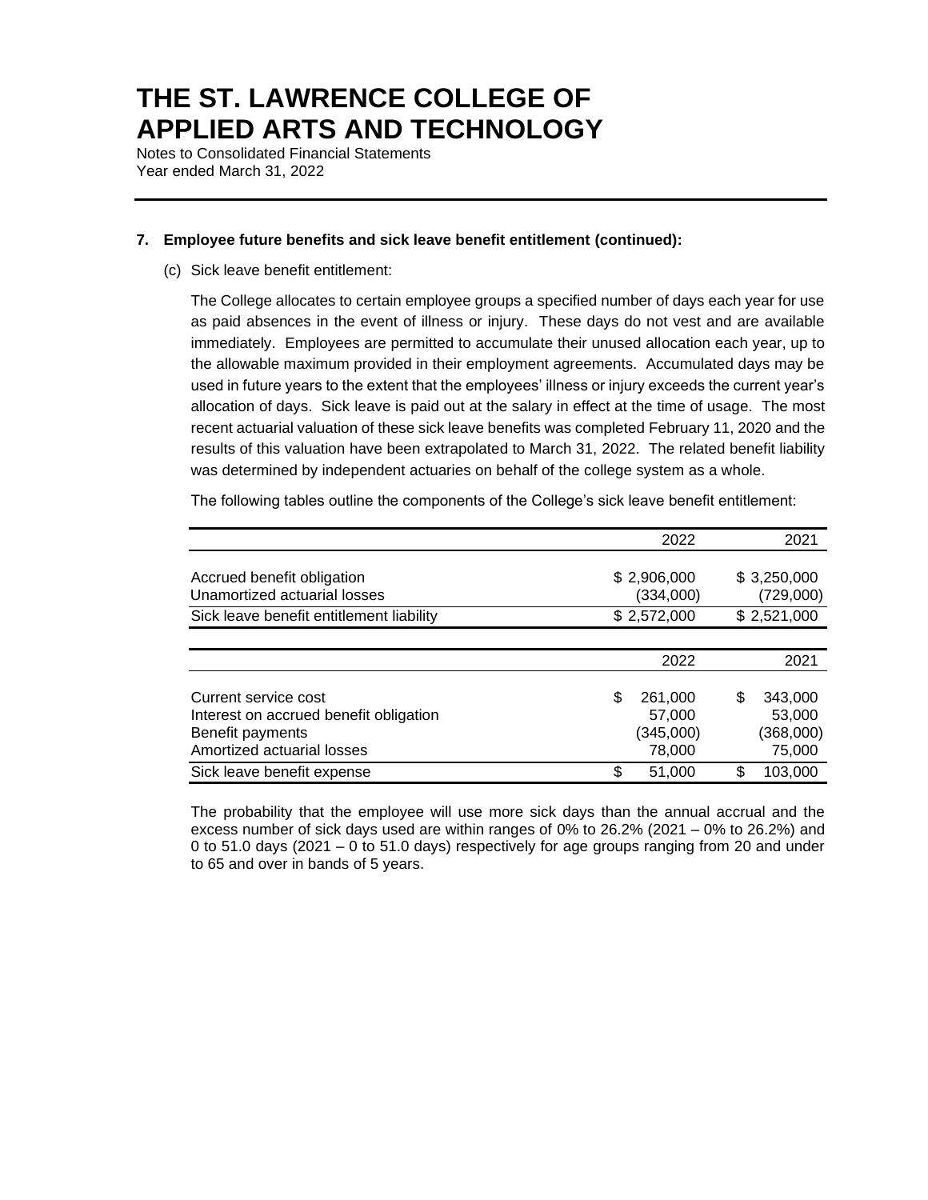# THE ST. LAWRENCE COLLEGE OF APPLIED ARTS AND TECHNOLOGY

Notes to Consolidated Financial Statements
Year ended March 31, 2022

**7. Employee future benefits and sick leave benefit entitlement (continued):**

(c) Sick leave benefit entitlement:

The College allocates to certain employee groups a specified number of days each year for use as paid absences in the event of illness or injury. These days do not vest and are available immediately. Employees are permitted to accumulate their unused allocation each year, up to the allowable maximum provided in their employment agreements. Accumulated days may be used in future years to the extent that the employees' illness or injury exceeds the current year's allocation of days. Sick leave is paid out at the salary in effect at the time of usage. The most recent actuarial valuation of these sick leave benefits was completed February 11, 2020 and the results of this valuation have been extrapolated to March 31, 2022. The related benefit liability was determined by independent actuaries on behalf of the college system as a whole.

The following tables outline the components of the College's sick leave benefit entitlement:

| | 2022 | 2021 |
|---|---|---|
| Accrued benefit obligation | $ 2,906,000 | $ 3,250,000 |
| Unamortized actuarial losses | (334,000) | (729,000) |
| Sick leave benefit entitlement liability | $ 2,572,000 | $ 2,521,000 |

| | 2022 | 2021 |
|---|---|---|
| Current service cost | $ 261,000 | $ 343,000 |
| Interest on accrued benefit obligation | 57,000 | 53,000 |
| Benefit payments | (345,000) | (368,000) |
| Amortized actuarial losses | 78,000 | 75,000 |
| Sick leave benefit expense | $ 51,000 | $ 103,000 |

The probability that the employee will use more sick days than the annual accrual and the excess number of sick days used are within ranges of 0% to 26.2% (2021 – 0% to 26.2%) and 0 to 51.0 days (2021 – 0 to 51.0 days) respectively for age groups ranging from 20 and under to 65 and over in bands of 5 years.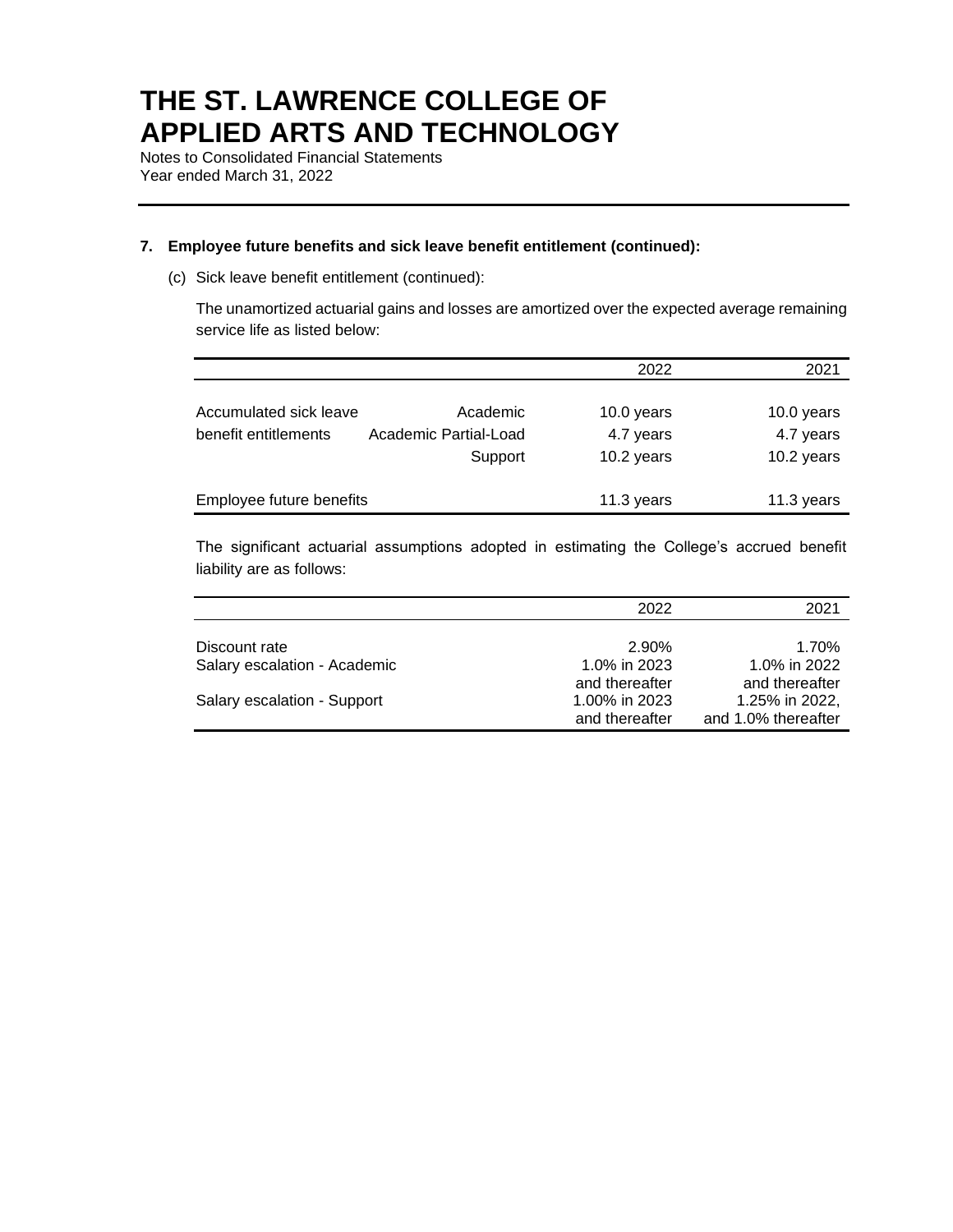# THE ST. LAWRENCE COLLEGE OF APPLIED ARTS AND TECHNOLOGY

Notes to Consolidated Financial Statements
Year ended March 31, 2022

### 7. Employee future benefits and sick leave benefit entitlement (continued):

(c) Sick leave benefit entitlement (continued):

The unamortized actuarial gains and losses are amortized over the expected average remaining service life as listed below:

| | | 2022 | 2021 |
|---|---|---|---|
| Accumulated sick leave | Academic | 10.0 years | 10.0 years |
| benefit entitlements | Academic Partial-Load | 4.7 years | 4.7 years |
| | Support | 10.2 years | 10.2 years |
| Employee future benefits | | 11.3 years | 11.3 years |

The significant actuarial assumptions adopted in estimating the College's accrued benefit liability are as follows:

| | 2022 | 2021 |
|---|---|---|
| Discount rate | 2.90% | 1.70% |
| Salary escalation - Academic | 1.0% in 2023 and thereafter | 1.0% in 2022 and thereafter |
| Salary escalation - Support | 1.00% in 2023 and thereafter | 1.25% in 2022, and 1.0% thereafter |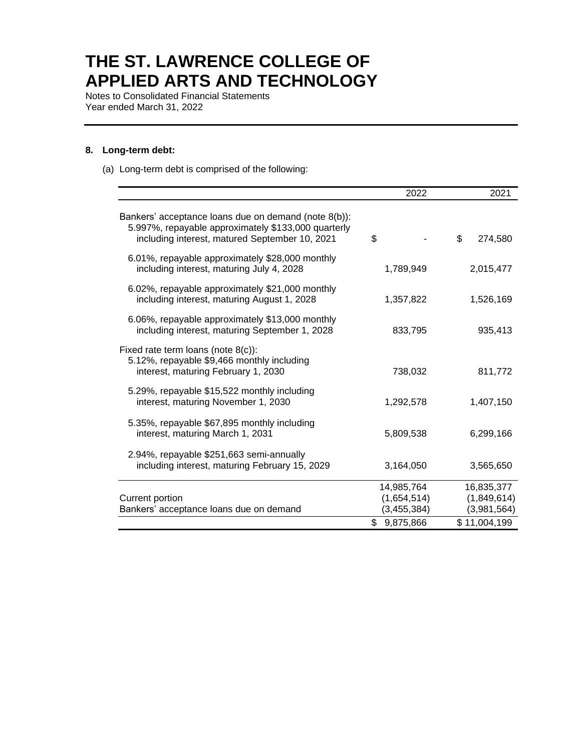# THE ST. LAWRENCE COLLEGE OF APPLIED ARTS AND TECHNOLOGY

Notes to Consolidated Financial Statements
Year ended March 31, 2022

## 8. Long-term debt:

(a) Long-term debt is comprised of the following:

| | 2022 | 2021 |
|---|---|---|
| Bankers' acceptance loans due on demand (note 8(b)): | | |
| 5.997%, repayable approximately $133,000 quarterly including interest, matured September 10, 2021 | $ - | $ 274,580 |
| 6.01%, repayable approximately $28,000 monthly including interest, maturing July 4, 2028 | 1,789,949 | 2,015,477 |
| 6.02%, repayable approximately $21,000 monthly including interest, maturing August 1, 2028 | 1,357,822 | 1,526,169 |
| 6.06%, repayable approximately $13,000 monthly including interest, maturing September 1, 2028 | 833,795 | 935,413 |
| Fixed rate term loans (note 8(c)): | | |
| 5.12%, repayable $9,466 monthly including interest, maturing February 1, 2030 | 738,032 | 811,772 |
| 5.29%, repayable $15,522 monthly including interest, maturing November 1, 2030 | 1,292,578 | 1,407,150 |
| 5.35%, repayable $67,895 monthly including interest, maturing March 1, 2031 | 5,809,538 | 6,299,166 |
| 2.94%, repayable $251,663 semi-annually including interest, maturing February 15, 2029 | 3,164,050 | 3,565,650 |
| | 14,985,764 | 16,835,377 |
| Current portion | (1,654,514) | (1,849,614) |
| Bankers' acceptance loans due on demand | (3,455,384) | (3,981,564) |
| | $ 9,875,866 | $ 11,004,199 |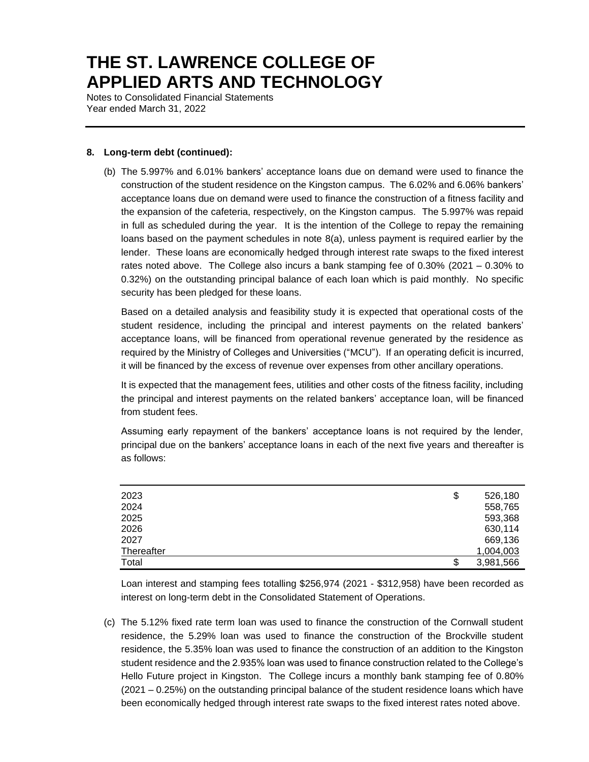# THE ST. LAWRENCE COLLEGE OF APPLIED ARTS AND TECHNOLOGY

Notes to Consolidated Financial Statements
Year ended March 31, 2022

**8. Long-term debt (continued):**

(b) The 5.997% and 6.01% bankers' acceptance loans due on demand were used to finance the construction of the student residence on the Kingston campus. The 6.02% and 6.06% bankers' acceptance loans due on demand were used to finance the construction of a fitness facility and the expansion of the cafeteria, respectively, on the Kingston campus. The 5.997% was repaid in full as scheduled during the year. It is the intention of the College to repay the remaining loans based on the payment schedules in note 8(a), unless payment is required earlier by the lender. These loans are economically hedged through interest rate swaps to the fixed interest rates noted above. The College also incurs a bank stamping fee of 0.30% (2021 – 0.30% to 0.32%) on the outstanding principal balance of each loan which is paid monthly. No specific security has been pledged for these loans.

Based on a detailed analysis and feasibility study it is expected that operational costs of the student residence, including the principal and interest payments on the related bankers' acceptance loans, will be financed from operational revenue generated by the residence as required by the Ministry of Colleges and Universities ("MCU"). If an operating deficit is incurred, it will be financed by the excess of revenue over expenses from other ancillary operations.

It is expected that the management fees, utilities and other costs of the fitness facility, including the principal and interest payments on the related bankers' acceptance loan, will be financed from student fees.

Assuming early repayment of the bankers' acceptance loans is not required by the lender, principal due on the bankers' acceptance loans in each of the next five years and thereafter is as follows:

| | | |
|---|---|---|
| 2023 | $ | 526,180 |
| 2024 | | 558,765 |
| 2025 | | 593,368 |
| 2026 | | 630,114 |
| 2027 | | 669,136 |
| Thereafter | | 1,004,003 |
| Total | $ | 3,981,566 |

Loan interest and stamping fees totalling $256,974 (2021 - $312,958) have been recorded as interest on long-term debt in the Consolidated Statement of Operations.

(c) The 5.12% fixed rate term loan was used to finance the construction of the Cornwall student residence, the 5.29% loan was used to finance the construction of the Brockville student residence, the 5.35% loan was used to finance the construction of an addition to the Kingston student residence and the 2.935% loan was used to finance construction related to the College's Hello Future project in Kingston. The College incurs a monthly bank stamping fee of 0.80% (2021 – 0.25%) on the outstanding principal balance of the student residence loans which have been economically hedged through interest rate swaps to the fixed interest rates noted above.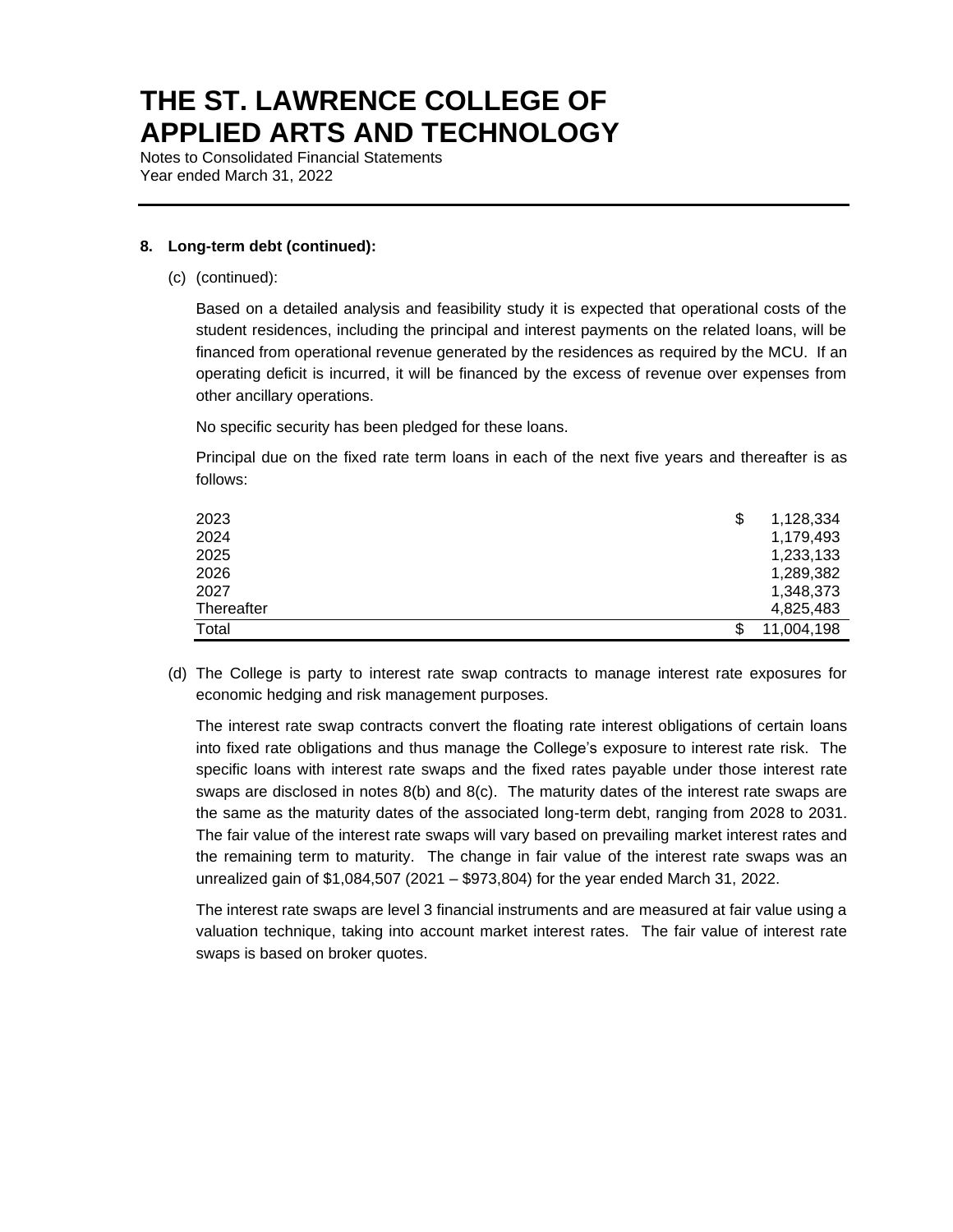**8. Long-term debt (continued):**

(c) (continued):

Based on a detailed analysis and feasibility study it is expected that operational costs of the student residences, including the principal and interest payments on the related loans, will be financed from operational revenue generated by the residences as required by the MCU. If an operating deficit is incurred, it will be financed by the excess of revenue over expenses from other ancillary operations.

No specific security has been pledged for these loans.

Principal due on the fixed rate term loans in each of the next five years and thereafter is as follows:

| | |
|---|---|
| 2023 | $ 1,128,334 |
| 2024 | 1,179,493 |
| 2025 | 1,233,133 |
| 2026 | 1,289,382 |
| 2027 | 1,348,373 |
| Thereafter | 4,825,483 |
| Total | $ 11,004,198 |

(d) The College is party to interest rate swap contracts to manage interest rate exposures for economic hedging and risk management purposes.

The interest rate swap contracts convert the floating rate interest obligations of certain loans into fixed rate obligations and thus manage the College's exposure to interest rate risk. The specific loans with interest rate swaps and the fixed rates payable under those interest rate swaps are disclosed in notes 8(b) and 8(c). The maturity dates of the interest rate swaps are the same as the maturity dates of the associated long-term debt, ranging from 2028 to 2031. The fair value of the interest rate swaps will vary based on prevailing market interest rates and the remaining term to maturity. The change in fair value of the interest rate swaps was an unrealized gain of $1,084,507 (2021 – $973,804) for the year ended March 31, 2022.

The interest rate swaps are level 3 financial instruments and are measured at fair value using a valuation technique, taking into account market interest rates. The fair value of interest rate swaps is based on broker quotes.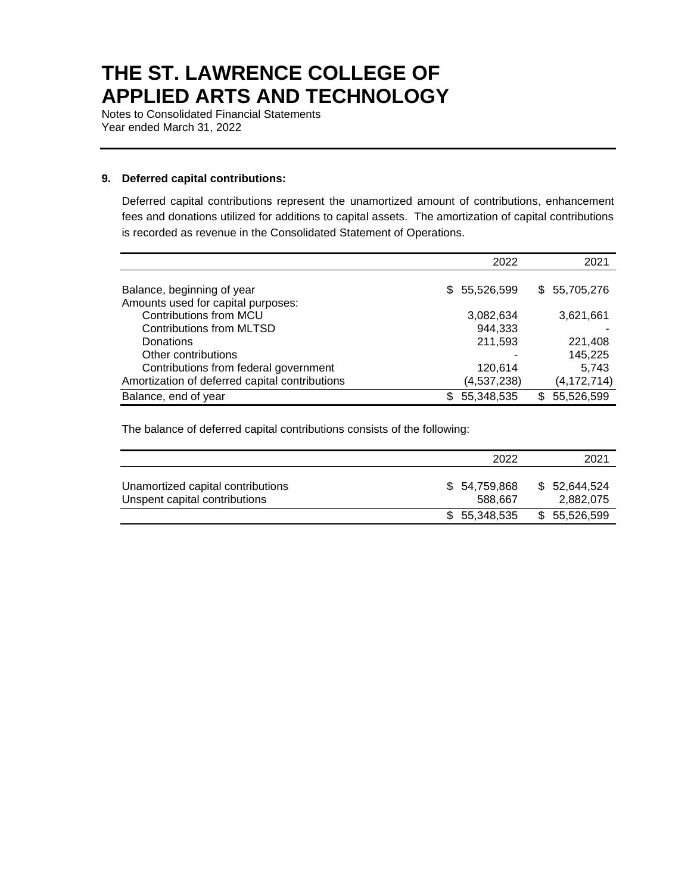# THE ST. LAWRENCE COLLEGE OF APPLIED ARTS AND TECHNOLOGY

Notes to Consolidated Financial Statements
Year ended March 31, 2022

## 9. Deferred capital contributions:

Deferred capital contributions represent the unamortized amount of contributions, enhancement fees and donations utilized for additions to capital assets. The amortization of capital contributions is recorded as revenue in the Consolidated Statement of Operations.

| | 2022 | 2021 |
|---|---|---|
| Balance, beginning of year | $ 55,526,599 | $ 55,705,276 |
| Amounts used for capital purposes: | | |
| Contributions from MCU | 3,082,634 | 3,621,661 |
| Contributions from MLTSD | 944,333 | - |
| Donations | 211,593 | 221,408 |
| Other contributions | - | 145,225 |
| Contributions from federal government | 120,614 | 5,743 |
| Amortization of deferred capital contributions | (4,537,238) | (4,172,714) |
| Balance, end of year | $ 55,348,535 | $ 55,526,599 |

The balance of deferred capital contributions consists of the following:

| | 2022 | 2021 |
|---|---|---|
| Unamortized capital contributions | $ 54,759,868 | $ 52,644,524 |
| Unspent capital contributions | 588,667 | 2,882,075 |
| | $ 55,348,535 | $ 55,526,599 |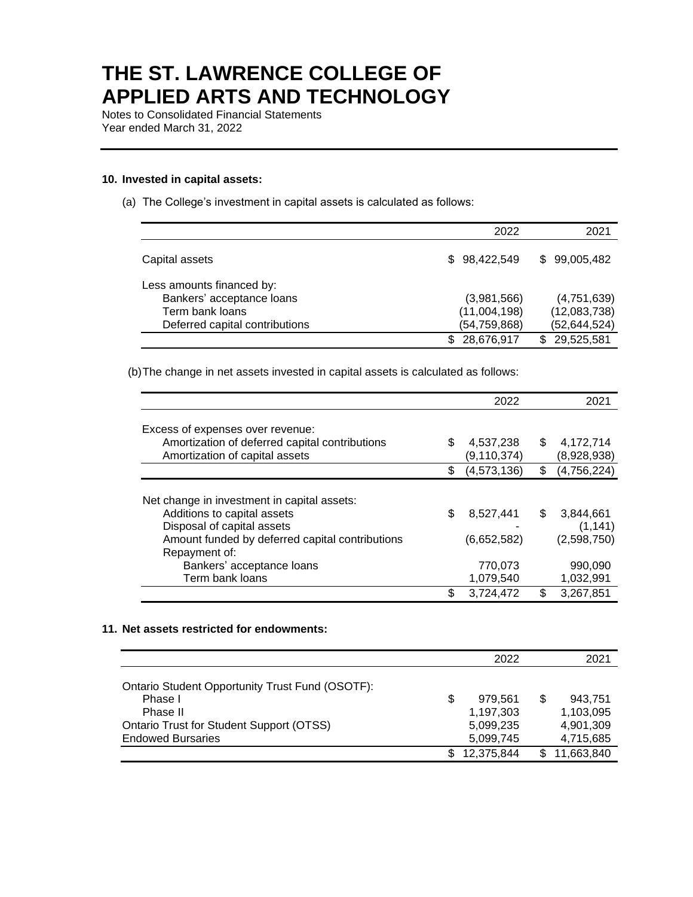# THE ST. LAWRENCE COLLEGE OF APPLIED ARTS AND TECHNOLOGY

Notes to Consolidated Financial Statements
Year ended March 31, 2022

**10. Invested in capital assets:**

(a) The College's investment in capital assets is calculated as follows:

| | 2022 | 2021 |
|---|---|---|
| Capital assets | $ 98,422,549 | $ 99,005,482 |
| Less amounts financed by: | | |
| Bankers' acceptance loans | (3,981,566) | (4,751,639) |
| Term bank loans | (11,004,198) | (12,083,738) |
| Deferred capital contributions | (54,759,868) | (52,644,524) |
| | $ 28,676,917 | $ 29,525,581 |

(b) The change in net assets invested in capital assets is calculated as follows:

| | 2022 | 2021 |
|---|---|---|
| Excess of expenses over revenue: | | |
| Amortization of deferred capital contributions | $ 4,537,238 | $ 4,172,714 |
| Amortization of capital assets | (9,110,374) | (8,928,938) |
| | $ (4,573,136) | $ (4,756,224) |
| Net change in investment in capital assets: | | |
| Additions to capital assets | $ 8,527,441 | $ 3,844,661 |
| Disposal of capital assets | - | (1,141) |
| Amount funded by deferred capital contributions | (6,652,582) | (2,598,750) |
| Repayment of: | | |
| Bankers' acceptance loans | 770,073 | 990,090 |
| Term bank loans | 1,079,540 | 1,032,991 |
| | $ 3,724,472 | $ 3,267,851 |

**11. Net assets restricted for endowments:**

| | 2022 | 2021 |
|---|---|---|
| Ontario Student Opportunity Trust Fund (OSOTF): | | |
| Phase I | $ 979,561 | $ 943,751 |
| Phase II | 1,197,303 | 1,103,095 |
| Ontario Trust for Student Support (OTSS) | 5,099,235 | 4,901,309 |
| Endowed Bursaries | 5,099,745 | 4,715,685 |
| | $ 12,375,844 | $ 11,663,840 |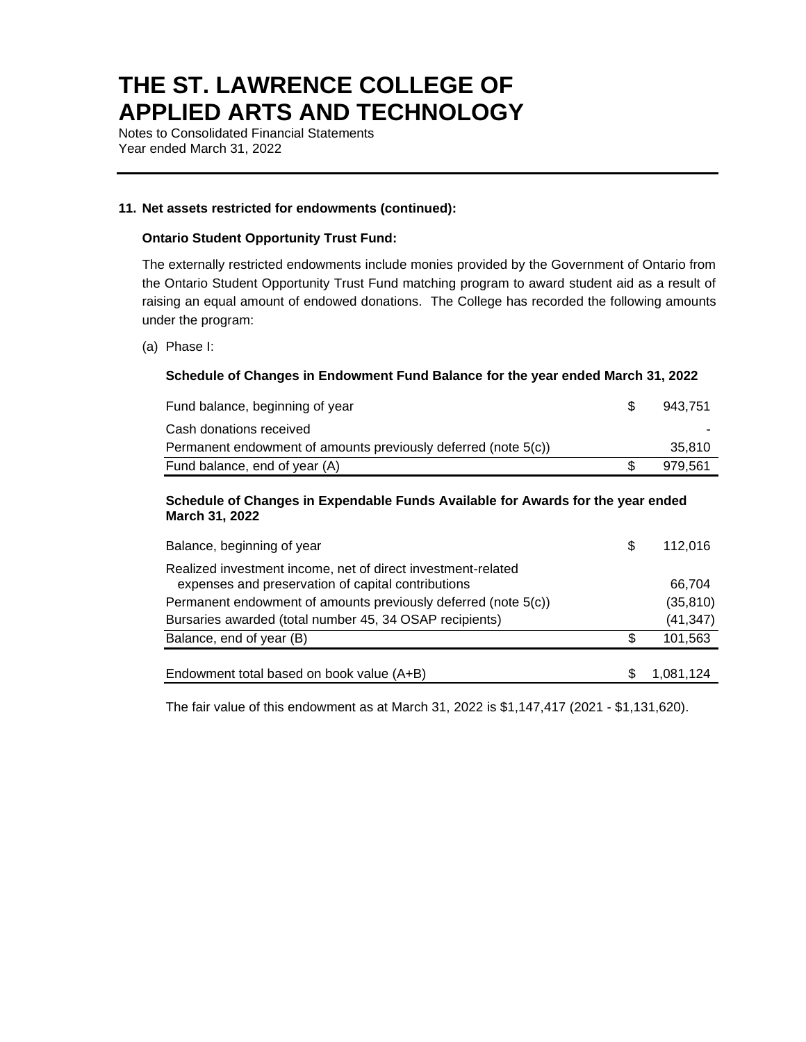**11. Net assets restricted for endowments (continued):**

**Ontario Student Opportunity Trust Fund:**

The externally restricted endowments include monies provided by the Government of Ontario from the Ontario Student Opportunity Trust Fund matching program to award student aid as a result of raising an equal amount of endowed donations. The College has recorded the following amounts under the program:

(a) Phase I:

**Schedule of Changes in Endowment Fund Balance for the year ended March 31, 2022**

| | | |
|---|---|---|
| Fund balance, beginning of year | $ | 943,751 |
| Cash donations received | | - |
| Permanent endowment of amounts previously deferred (note 5(c)) | | 35,810 |
| Fund balance, end of year (A) | $ | 979,561 |

**Schedule of Changes in Expendable Funds Available for Awards for the year ended March 31, 2022**

| | | |
|---|---|---|
| Balance, beginning of year | $ | 112,016 |
| Realized investment income, net of direct investment-related expenses and preservation of capital contributions | | 66,704 |
| Permanent endowment of amounts previously deferred (note 5(c)) | | (35,810) |
| Bursaries awarded (total number 45, 34 OSAP recipients) | | (41,347) |
| Balance, end of year (B) | $ | 101,563 |
| | | |
| Endowment total based on book value (A+B) | $ | 1,081,124 |

The fair value of this endowment as at March 31, 2022 is $1,147,417 (2021 - $1,131,620).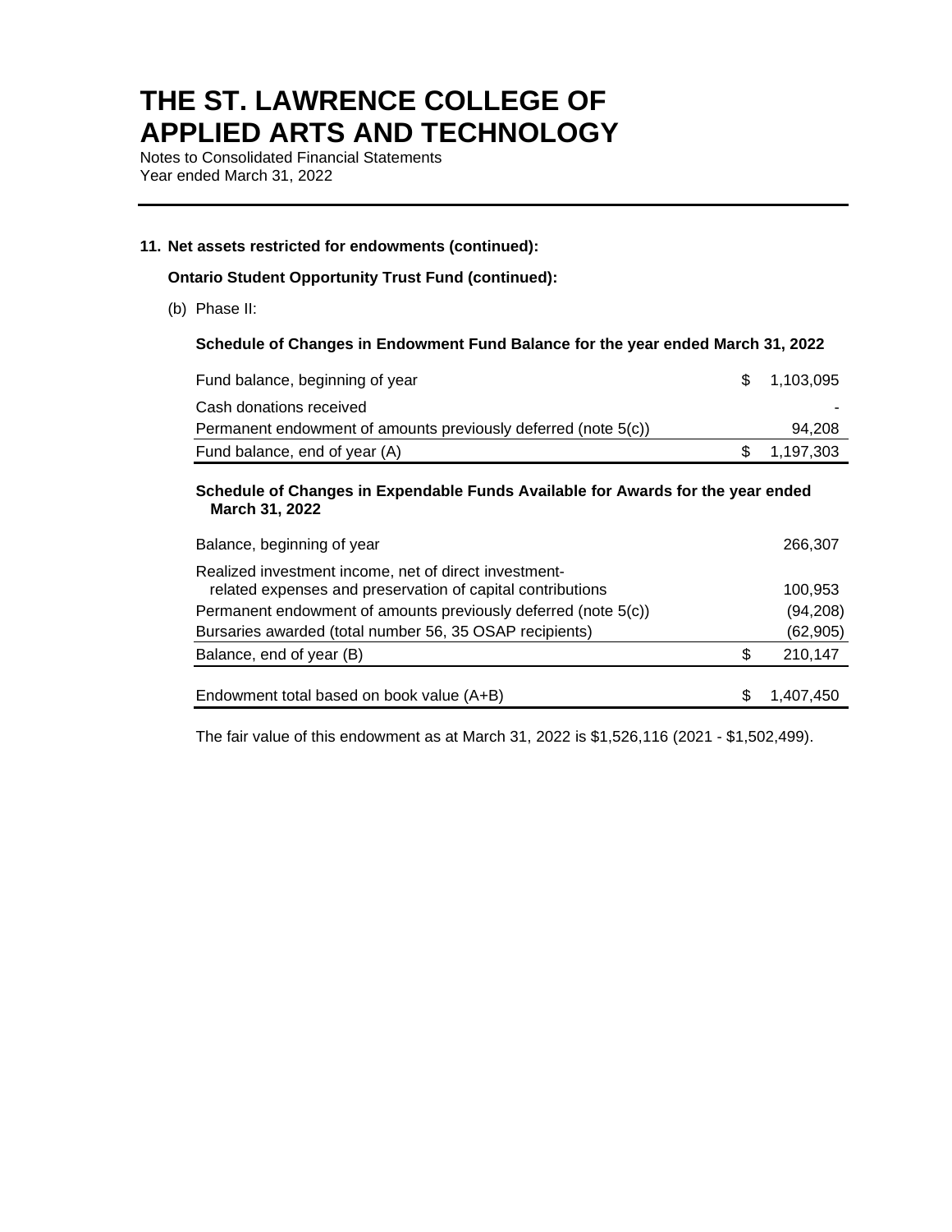# THE ST. LAWRENCE COLLEGE OF APPLIED ARTS AND TECHNOLOGY

Notes to Consolidated Financial Statements
Year ended March 31, 2022

**11. Net assets restricted for endowments (continued):**

**Ontario Student Opportunity Trust Fund (continued):**

(b) Phase II:

**Schedule of Changes in Endowment Fund Balance for the year ended March 31, 2022**

| | | |
|---|---|---|
| Fund balance, beginning of year | $ | 1,103,095 |
| Cash donations received | | - |
| Permanent endowment of amounts previously deferred (note 5(c)) | | 94,208 |
| Fund balance, end of year (A) | $ | 1,197,303 |

**Schedule of Changes in Expendable Funds Available for Awards for the year ended March 31, 2022**

| | | |
|---|---|---|
| Balance, beginning of year | | 266,307 |
| Realized investment income, net of direct investment-related expenses and preservation of capital contributions | | 100,953 |
| Permanent endowment of amounts previously deferred (note 5(c)) | | (94,208) |
| Bursaries awarded (total number 56, 35 OSAP recipients) | | (62,905) |
| Balance, end of year (B) | $ | 210,147 |
| Endowment total based on book value (A+B) | $ | 1,407,450 |

The fair value of this endowment as at March 31, 2022 is $1,526,116 (2021 - $1,502,499).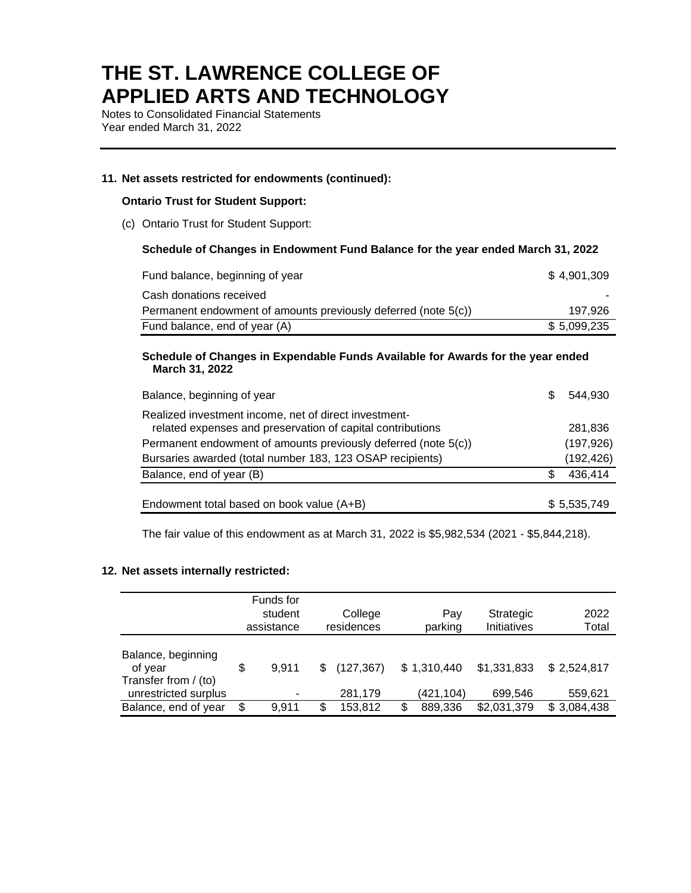# THE ST. LAWRENCE COLLEGE OF APPLIED ARTS AND TECHNOLOGY

Notes to Consolidated Financial Statements
Year ended March 31, 2022

**11. Net assets restricted for endowments (continued):**

**Ontario Trust for Student Support:**

(c) Ontario Trust for Student Support:

**Schedule of Changes in Endowment Fund Balance for the year ended March 31, 2022**

| | |
|---|---|
| Fund balance, beginning of year | $ 4,901,309 |
| Cash donations received | - |
| Permanent endowment of amounts previously deferred (note 5(c)) | 197,926 |
| Fund balance, end of year (A) | $ 5,099,235 |

**Schedule of Changes in Expendable Funds Available for Awards for the year ended March 31, 2022**

| | |
|---|---|
| Balance, beginning of year | $ 544,930 |
| Realized investment income, net of direct investment-related expenses and preservation of capital contributions | 281,836 |
| Permanent endowment of amounts previously deferred (note 5(c)) | (197,926) |
| Bursaries awarded (total number 183, 123 OSAP recipients) | (192,426) |
| Balance, end of year (B) | $ 436,414 |
| Endowment total based on book value (A+B) | $ 5,535,749 |

The fair value of this endowment as at March 31, 2022 is $5,982,534 (2021 - $5,844,218).

**12. Net assets internally restricted:**

| | Funds for student assistance | College residences | Pay parking | Strategic Initiatives | 2022 Total |
|---|---|---|---|---|---|
| Balance, beginning of year | $ 9,911 | $ (127,367) | $ 1,310,440 | $1,331,833 | $ 2,524,817 |
| Transfer from / (to) unrestricted surplus | - | 281,179 | (421,104) | 699,546 | 559,621 |
| Balance, end of year | $ 9,911 | $ 153,812 | $ 889,336 | $2,031,379 | $ 3,084,438 |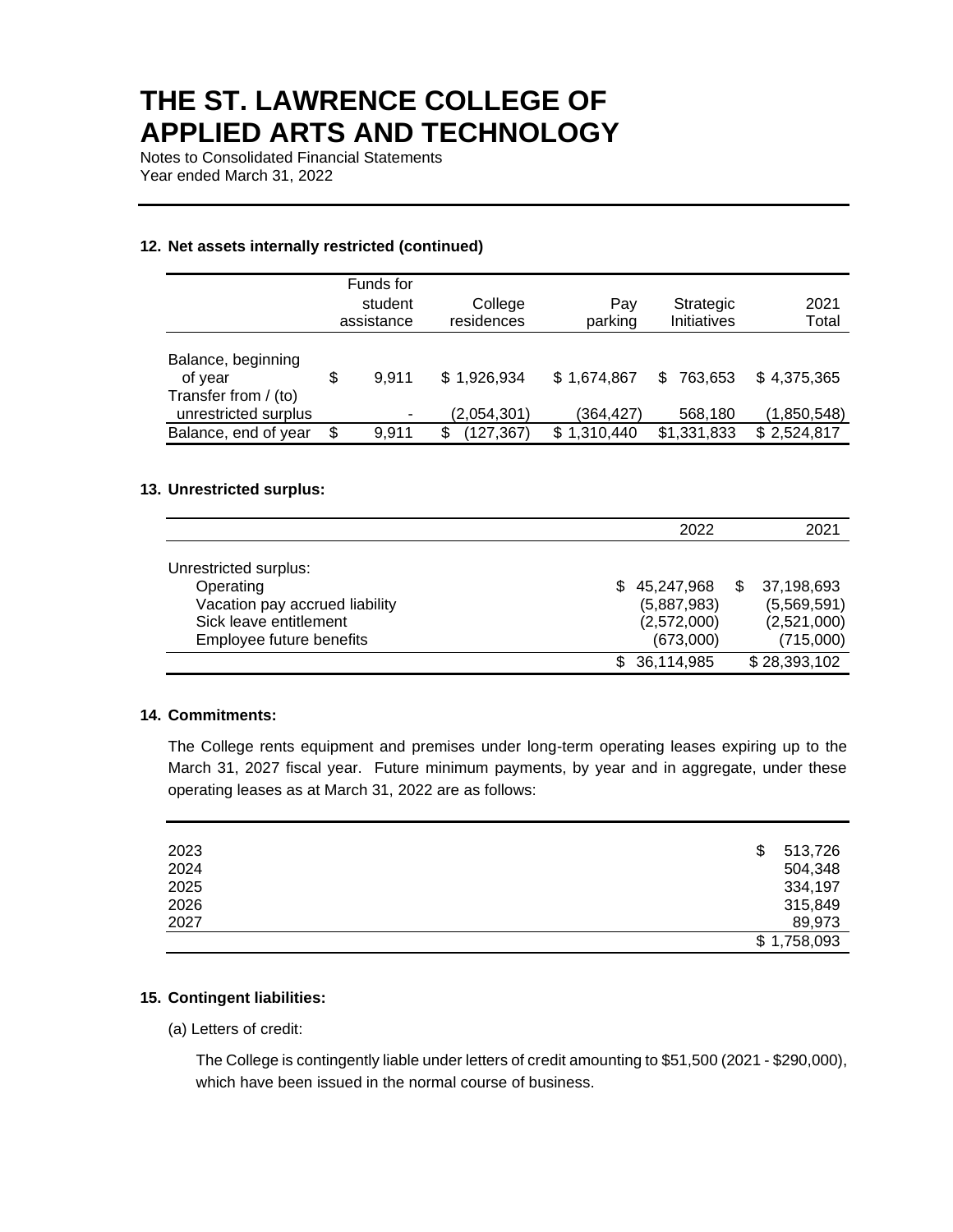# THE ST. LAWRENCE COLLEGE OF APPLIED ARTS AND TECHNOLOGY

Notes to Consolidated Financial Statements

Year ended March 31, 2022

## 12. Net assets internally restricted (continued)

| | Funds for student assistance | College residences | Pay parking | Strategic Initiatives | 2021 Total |
|---|---|---|---|---|---|
| Balance, beginning of year | $ 9,911 | $ 1,926,934 | $ 1,674,867 | $ 763,653 | $ 4,375,365 |
| Transfer from / (to) unrestricted surplus | - | (2,054,301) | (364,427) | 568,180 | (1,850,548) |
| Balance, end of year | $ 9,911 | $ (127,367) | $ 1,310,440 | $1,331,833 | $ 2,524,817 |

## 13. Unrestricted surplus:

| | 2022 | 2021 |
|---|---|---|
| Unrestricted surplus: | | |
| Operating | $ 45,247,968 | $ 37,198,693 |
| Vacation pay accrued liability | (5,887,983) | (5,569,591) |
| Sick leave entitlement | (2,572,000) | (2,521,000) |
| Employee future benefits | (673,000) | (715,000) |
| | $ 36,114,985 | $ 28,393,102 |

## 14. Commitments:

The College rents equipment and premises under long-term operating leases expiring up to the March 31, 2027 fiscal year. Future minimum payments, by year and in aggregate, under these operating leases as at March 31, 2022 are as follows:

| | |
|---|---|
| 2023 | $ 513,726 |
| 2024 | 504,348 |
| 2025 | 334,197 |
| 2026 | 315,849 |
| 2027 | 89,973 |
| | $ 1,758,093 |

## 15. Contingent liabilities:

(a) Letters of credit:

The College is contingently liable under letters of credit amounting to $51,500 (2021 - $290,000), which have been issued in the normal course of business.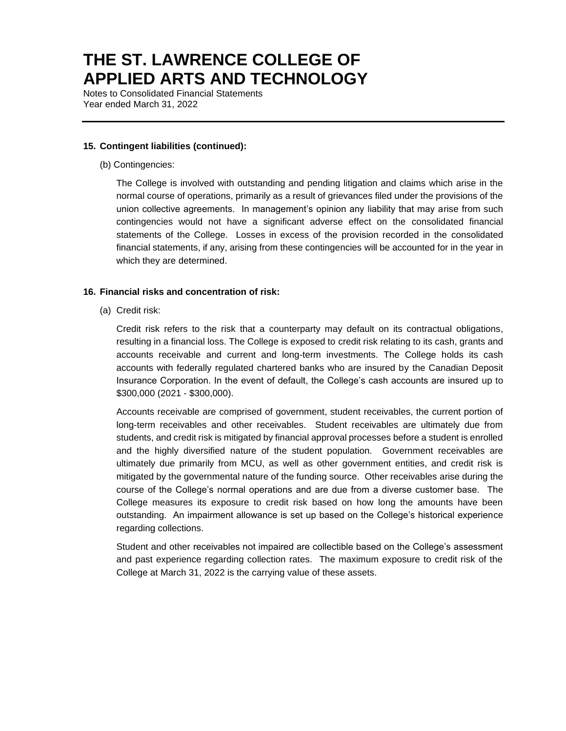**15. Contingent liabilities (continued):**

(b) Contingencies:

The College is involved with outstanding and pending litigation and claims which arise in the normal course of operations, primarily as a result of grievances filed under the provisions of the union collective agreements. In management's opinion any liability that may arise from such contingencies would not have a significant adverse effect on the consolidated financial statements of the College. Losses in excess of the provision recorded in the consolidated financial statements, if any, arising from these contingencies will be accounted for in the year in which they are determined.

**16. Financial risks and concentration of risk:**

(a) Credit risk:

Credit risk refers to the risk that a counterparty may default on its contractual obligations, resulting in a financial loss. The College is exposed to credit risk relating to its cash, grants and accounts receivable and current and long-term investments. The College holds its cash accounts with federally regulated chartered banks who are insured by the Canadian Deposit Insurance Corporation. In the event of default, the College's cash accounts are insured up to $300,000 (2021 - $300,000).

Accounts receivable are comprised of government, student receivables, the current portion of long-term receivables and other receivables. Student receivables are ultimately due from students, and credit risk is mitigated by financial approval processes before a student is enrolled and the highly diversified nature of the student population. Government receivables are ultimately due primarily from MCU, as well as other government entities, and credit risk is mitigated by the governmental nature of the funding source. Other receivables arise during the course of the College's normal operations and are due from a diverse customer base. The College measures its exposure to credit risk based on how long the amounts have been outstanding. An impairment allowance is set up based on the College's historical experience regarding collections.

Student and other receivables not impaired are collectible based on the College's assessment and past experience regarding collection rates. The maximum exposure to credit risk of the College at March 31, 2022 is the carrying value of these assets.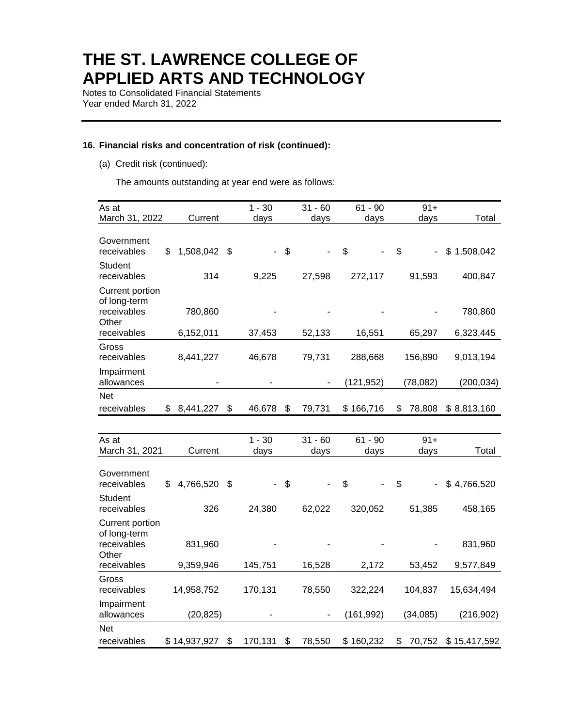# THE ST. LAWRENCE COLLEGE OF APPLIED ARTS AND TECHNOLOGY

Notes to Consolidated Financial Statements
Year ended March 31, 2022

**16. Financial risks and concentration of risk (continued):**

(a) Credit risk (continued):

The amounts outstanding at year end were as follows:

| As at March 31, 2022 | Current | 1 - 30 days | 31 - 60 days | 61 - 90 days | 91+ days | Total |
|---|---|---|---|---|---|---|
| Government receivables | $ 1,508,042 | $ - | $ - | $ - | $ - | $ 1,508,042 |
| Student receivables | 314 | 9,225 | 27,598 | 272,117 | 91,593 | 400,847 |
| Current portion of long-term receivables | 780,860 | - | - | - | - | 780,860 |
| Other receivables | 6,152,011 | 37,453 | 52,133 | 16,551 | 65,297 | 6,323,445 |
| Gross receivables | 8,441,227 | 46,678 | 79,731 | 288,668 | 156,890 | 9,013,194 |
| Impairment allowances | - | - | - | (121,952) | (78,082) | (200,034) |
| Net receivables | $ 8,441,227 | $ 46,678 | $ 79,731 | $ 166,716 | $ 78,808 | $ 8,813,160 |

| As at March 31, 2021 | Current | 1 - 30 days | 31 - 60 days | 61 - 90 days | 91+ days | Total |
|---|---|---|---|---|---|---|
| Government receivables | $ 4,766,520 | $ - | $ - | $ - | $ - | $ 4,766,520 |
| Student receivables | 326 | 24,380 | 62,022 | 320,052 | 51,385 | 458,165 |
| Current portion of long-term receivables | 831,960 | - | - | - | - | 831,960 |
| Other receivables | 9,359,946 | 145,751 | 16,528 | 2,172 | 53,452 | 9,577,849 |
| Gross receivables | 14,958,752 | 170,131 | 78,550 | 322,224 | 104,837 | 15,634,494 |
| Impairment allowances | (20,825) | - | - | (161,992) | (34,085) | (216,902) |
| Net receivables | $ 14,937,927 | $ 170,131 | $ 78,550 | $ 160,232 | $ 70,752 | $ 15,417,592 |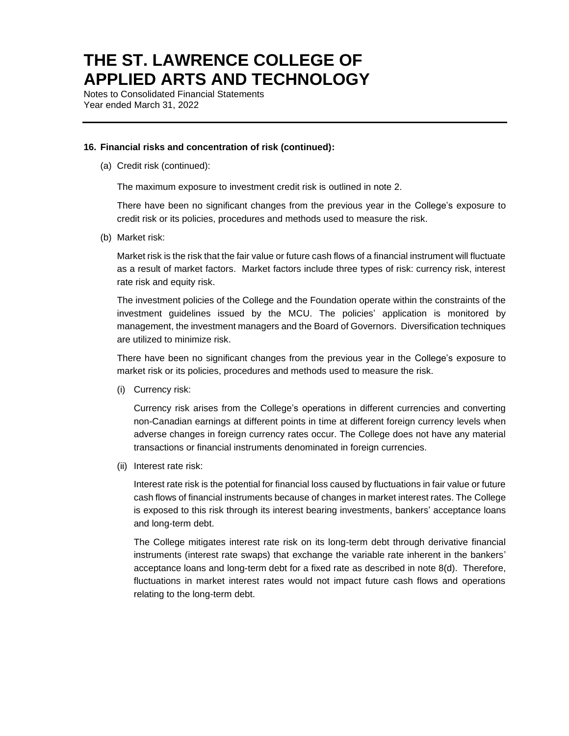## 16. Financial risks and concentration of risk (continued):

(a) Credit risk (continued):

The maximum exposure to investment credit risk is outlined in note 2.

There have been no significant changes from the previous year in the College's exposure to credit risk or its policies, procedures and methods used to measure the risk.

(b) Market risk:

Market risk is the risk that the fair value or future cash flows of a financial instrument will fluctuate as a result of market factors. Market factors include three types of risk: currency risk, interest rate risk and equity risk.

The investment policies of the College and the Foundation operate within the constraints of the investment guidelines issued by the MCU. The policies' application is monitored by management, the investment managers and the Board of Governors. Diversification techniques are utilized to minimize risk.

There have been no significant changes from the previous year in the College's exposure to market risk or its policies, procedures and methods used to measure the risk.

(i) Currency risk:

Currency risk arises from the College's operations in different currencies and converting non-Canadian earnings at different points in time at different foreign currency levels when adverse changes in foreign currency rates occur. The College does not have any material transactions or financial instruments denominated in foreign currencies.

(ii) Interest rate risk:

Interest rate risk is the potential for financial loss caused by fluctuations in fair value or future cash flows of financial instruments because of changes in market interest rates. The College is exposed to this risk through its interest bearing investments, bankers' acceptance loans and long-term debt.

The College mitigates interest rate risk on its long-term debt through derivative financial instruments (interest rate swaps) that exchange the variable rate inherent in the bankers' acceptance loans and long-term debt for a fixed rate as described in note 8(d). Therefore, fluctuations in market interest rates would not impact future cash flows and operations relating to the long-term debt.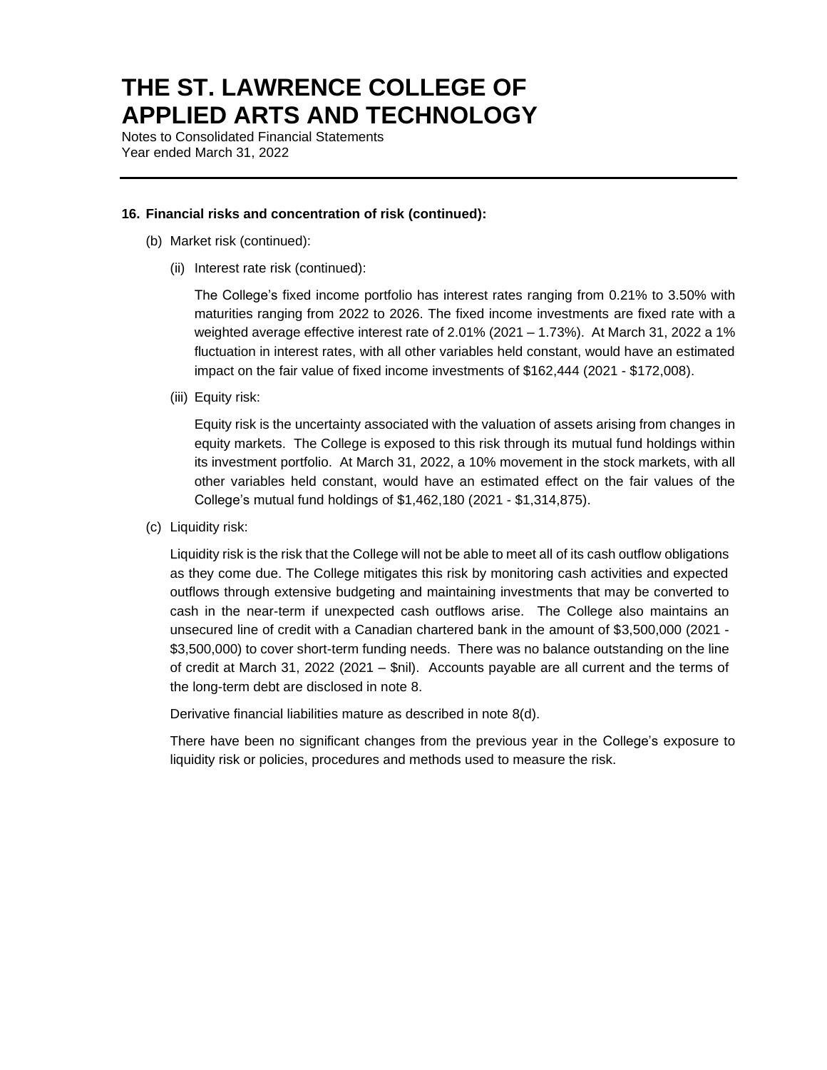# THE ST. LAWRENCE COLLEGE OF APPLIED ARTS AND TECHNOLOGY

Notes to Consolidated Financial Statements
Year ended March 31, 2022

---

**16. Financial risks and concentration of risk (continued):**

(b) Market risk (continued):

(ii) Interest rate risk (continued):

The College's fixed income portfolio has interest rates ranging from 0.21% to 3.50% with maturities ranging from 2022 to 2026. The fixed income investments are fixed rate with a weighted average effective interest rate of 2.01% (2021 – 1.73%). At March 31, 2022 a 1% fluctuation in interest rates, with all other variables held constant, would have an estimated impact on the fair value of fixed income investments of $162,444 (2021 - $172,008).

(iii) Equity risk:

Equity risk is the uncertainty associated with the valuation of assets arising from changes in equity markets. The College is exposed to this risk through its mutual fund holdings within its investment portfolio. At March 31, 2022, a 10% movement in the stock markets, with all other variables held constant, would have an estimated effect on the fair values of the College's mutual fund holdings of $1,462,180 (2021 - $1,314,875).

(c) Liquidity risk:

Liquidity risk is the risk that the College will not be able to meet all of its cash outflow obligations as they come due. The College mitigates this risk by monitoring cash activities and expected outflows through extensive budgeting and maintaining investments that may be converted to cash in the near-term if unexpected cash outflows arise. The College also maintains an unsecured line of credit with a Canadian chartered bank in the amount of $3,500,000 (2021 - $3,500,000) to cover short-term funding needs. There was no balance outstanding on the line of credit at March 31, 2022 (2021 – $nil). Accounts payable are all current and the terms of the long-term debt are disclosed in note 8.

Derivative financial liabilities mature as described in note 8(d).

There have been no significant changes from the previous year in the College's exposure to liquidity risk or policies, procedures and methods used to measure the risk.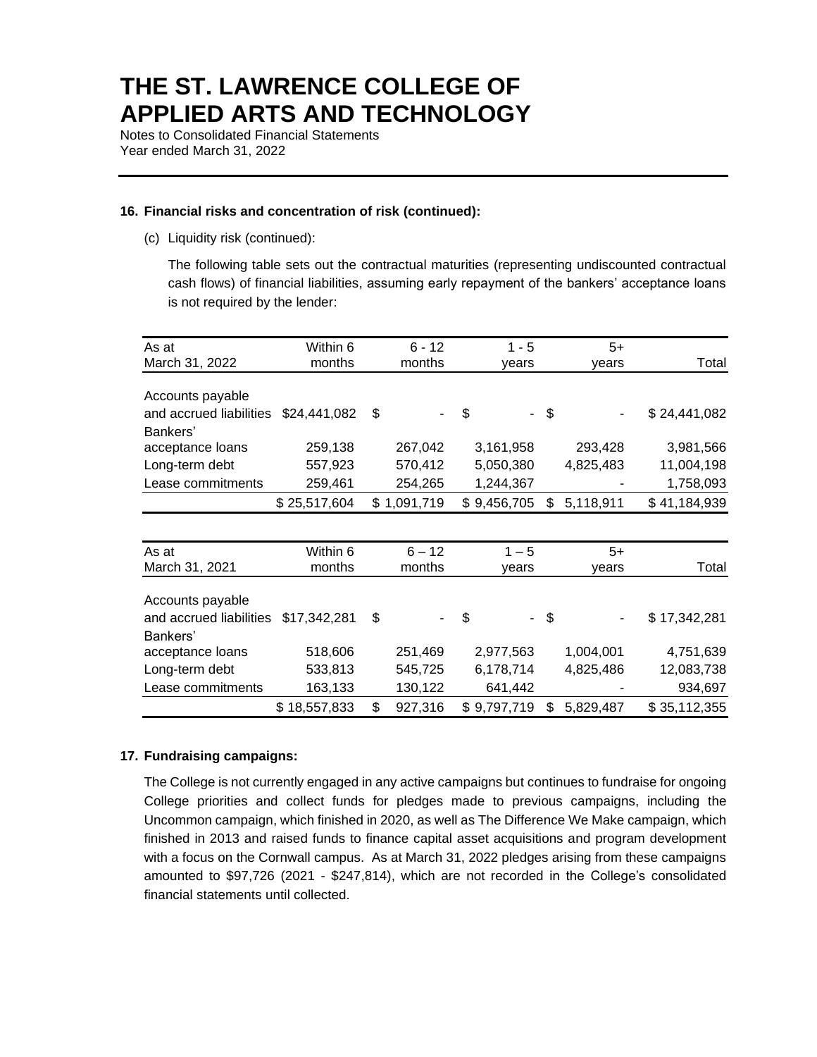# THE ST. LAWRENCE COLLEGE OF APPLIED ARTS AND TECHNOLOGY

Notes to Consolidated Financial Statements

Year ended March 31, 2022

**16. Financial risks and concentration of risk (continued):**

(c) Liquidity risk (continued):

The following table sets out the contractual maturities (representing undiscounted contractual cash flows) of financial liabilities, assuming early repayment of the bankers' acceptance loans is not required by the lender:

| As at March 31, 2022 | Within 6 months | 6 - 12 months | 1 - 5 years | 5+ years | Total |
|---|---|---|---|---|---|
| Accounts payable and accrued liabilities | $24,441,082 | $ - | $ - | $ - | $ 24,441,082 |
| Bankers' acceptance loans | 259,138 | 267,042 | 3,161,958 | 293,428 | 3,981,566 |
| Long-term debt | 557,923 | 570,412 | 5,050,380 | 4,825,483 | 11,004,198 |
| Lease commitments | 259,461 | 254,265 | 1,244,367 | - | 1,758,093 |
| | $ 25,517,604 | $ 1,091,719 | $ 9,456,705 | $ 5,118,911 | $ 41,184,939 |

| As at March 31, 2021 | Within 6 months | 6 – 12 months | 1 – 5 years | 5+ years | Total |
|---|---|---|---|---|---|
| Accounts payable and accrued liabilities | $17,342,281 | $ - | $ - | $ - | $ 17,342,281 |
| Bankers' acceptance loans | 518,606 | 251,469 | 2,977,563 | 1,004,001 | 4,751,639 |
| Long-term debt | 533,813 | 545,725 | 6,178,714 | 4,825,486 | 12,083,738 |
| Lease commitments | 163,133 | 130,122 | 641,442 | - | 934,697 |
| | $ 18,557,833 | $ 927,316 | $ 9,797,719 | $ 5,829,487 | $ 35,112,355 |

**17. Fundraising campaigns:**

The College is not currently engaged in any active campaigns but continues to fundraise for ongoing College priorities and collect funds for pledges made to previous campaigns, including the Uncommon campaign, which finished in 2020, as well as The Difference We Make campaign, which finished in 2013 and raised funds to finance capital asset acquisitions and program development with a focus on the Cornwall campus. As at March 31, 2022 pledges arising from these campaigns amounted to $97,726 (2021 - $247,814), which are not recorded in the College's consolidated financial statements until collected.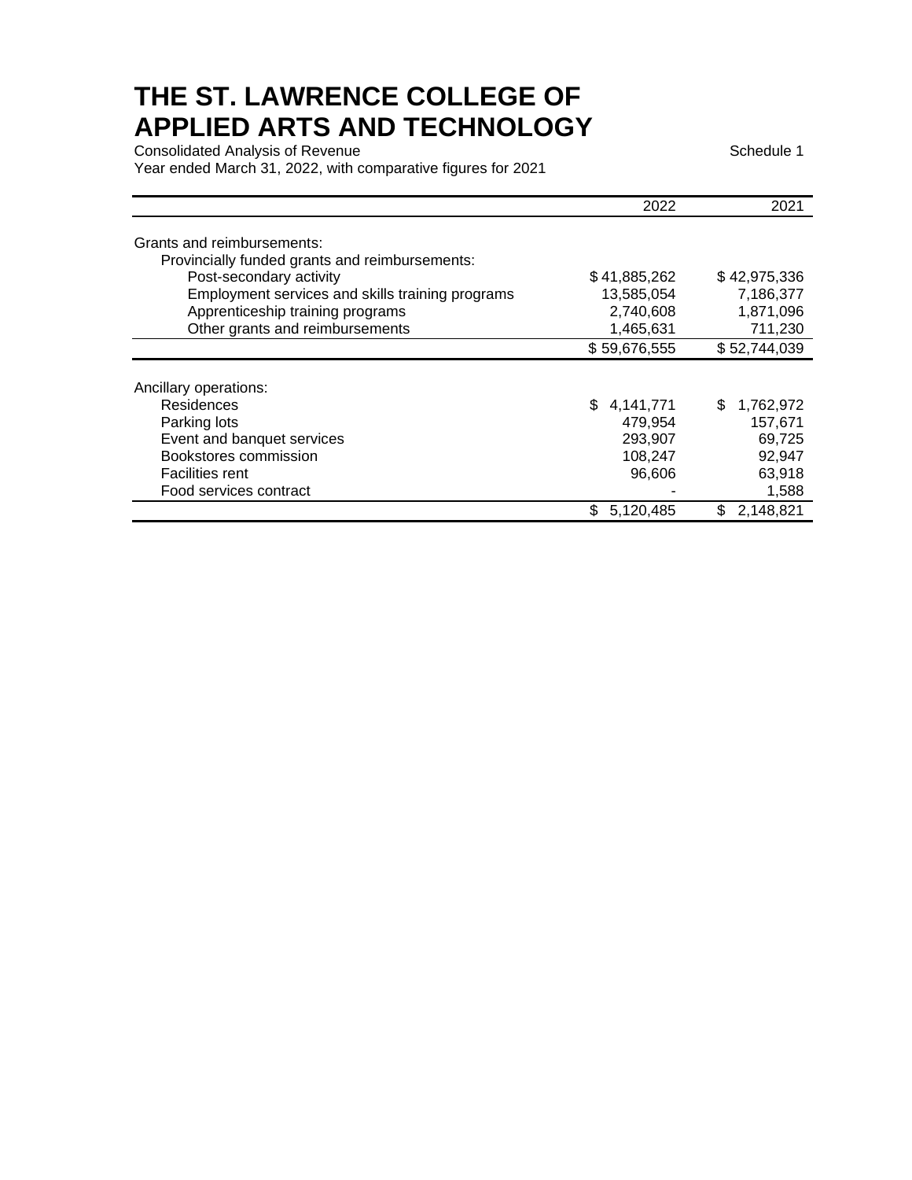# THE ST. LAWRENCE COLLEGE OF APPLIED ARTS AND TECHNOLOGY

Consolidated Analysis of Revenue

Schedule 1

Year ended March 31, 2022, with comparative figures for 2021

| | 2022 | 2021 |
|---|---|---|
| Grants and reimbursements: | | |
| Provincially funded grants and reimbursements: | | |
| Post-secondary activity | $ 41,885,262 | $ 42,975,336 |
| Employment services and skills training programs | 13,585,054 | 7,186,377 |
| Apprenticeship training programs | 2,740,608 | 1,871,096 |
| Other grants and reimbursements | 1,465,631 | 711,230 |
| | $ 59,676,555 | $ 52,744,039 |
| Ancillary operations: | | |
| Residences | $ 4,141,771 | $ 1,762,972 |
| Parking lots | 479,954 | 157,671 |
| Event and banquet services | 293,907 | 69,725 |
| Bookstores commission | 108,247 | 92,947 |
| Facilities rent | 96,606 | 63,918 |
| Food services contract | - | 1,588 |
| | $ 5,120,485 | $ 2,148,821 |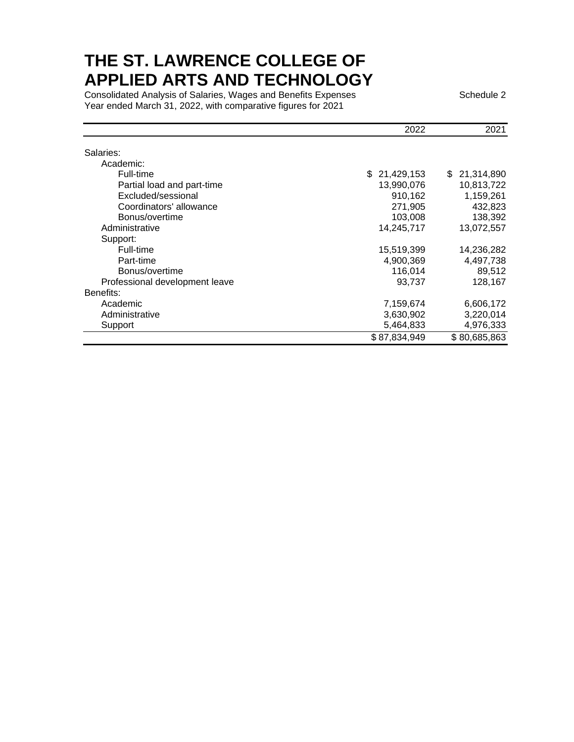# THE ST. LAWRENCE COLLEGE OF APPLIED ARTS AND TECHNOLOGY

Consolidated Analysis of Salaries, Wages and Benefits Expenses

Schedule 2

Year ended March 31, 2022, with comparative figures for 2021

| | 2022 | 2021 |
|---|---|---|
| Salaries: | | |
| Academic: | | |
| Full-time | $ 21,429,153 | $ 21,314,890 |
| Partial load and part-time | 13,990,076 | 10,813,722 |
| Excluded/sessional | 910,162 | 1,159,261 |
| Coordinators' allowance | 271,905 | 432,823 |
| Bonus/overtime | 103,008 | 138,392 |
| Administrative | 14,245,717 | 13,072,557 |
| Support: | | |
| Full-time | 15,519,399 | 14,236,282 |
| Part-time | 4,900,369 | 4,497,738 |
| Bonus/overtime | 116,014 | 89,512 |
| Professional development leave | 93,737 | 128,167 |
| Benefits: | | |
| Academic | 7,159,674 | 6,606,172 |
| Administrative | 3,630,902 | 3,220,014 |
| Support | 5,464,833 | 4,976,333 |
| | $ 87,834,949 | $ 80,685,863 |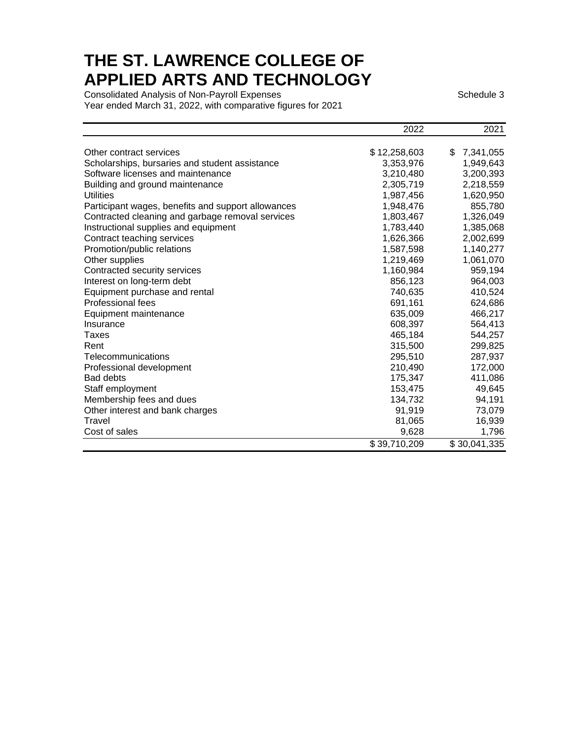# THE ST. LAWRENCE COLLEGE OF APPLIED ARTS AND TECHNOLOGY

Consolidated Analysis of Non-Payroll Expenses

Schedule 3

Year ended March 31, 2022, with comparative figures for 2021

| | 2022 | 2021 |
|---|---|---|
| Other contract services | $ 12,258,603 | $ 7,341,055 |
| Scholarships, bursaries and student assistance | 3,353,976 | 1,949,643 |
| Software licenses and maintenance | 3,210,480 | 3,200,393 |
| Building and ground maintenance | 2,305,719 | 2,218,559 |
| Utilities | 1,987,456 | 1,620,950 |
| Participant wages, benefits and support allowances | 1,948,476 | 855,780 |
| Contracted cleaning and garbage removal services | 1,803,467 | 1,326,049 |
| Instructional supplies and equipment | 1,783,440 | 1,385,068 |
| Contract teaching services | 1,626,366 | 2,002,699 |
| Promotion/public relations | 1,587,598 | 1,140,277 |
| Other supplies | 1,219,469 | 1,061,070 |
| Contracted security services | 1,160,984 | 959,194 |
| Interest on long-term debt | 856,123 | 964,003 |
| Equipment purchase and rental | 740,635 | 410,524 |
| Professional fees | 691,161 | 624,686 |
| Equipment maintenance | 635,009 | 466,217 |
| Insurance | 608,397 | 564,413 |
| Taxes | 465,184 | 544,257 |
| Rent | 315,500 | 299,825 |
| Telecommunications | 295,510 | 287,937 |
| Professional development | 210,490 | 172,000 |
| Bad debts | 175,347 | 411,086 |
| Staff employment | 153,475 | 49,645 |
| Membership fees and dues | 134,732 | 94,191 |
| Other interest and bank charges | 91,919 | 73,079 |
| Travel | 81,065 | 16,939 |
| Cost of sales | 9,628 | 1,796 |
| | $ 39,710,209 | $ 30,041,335 |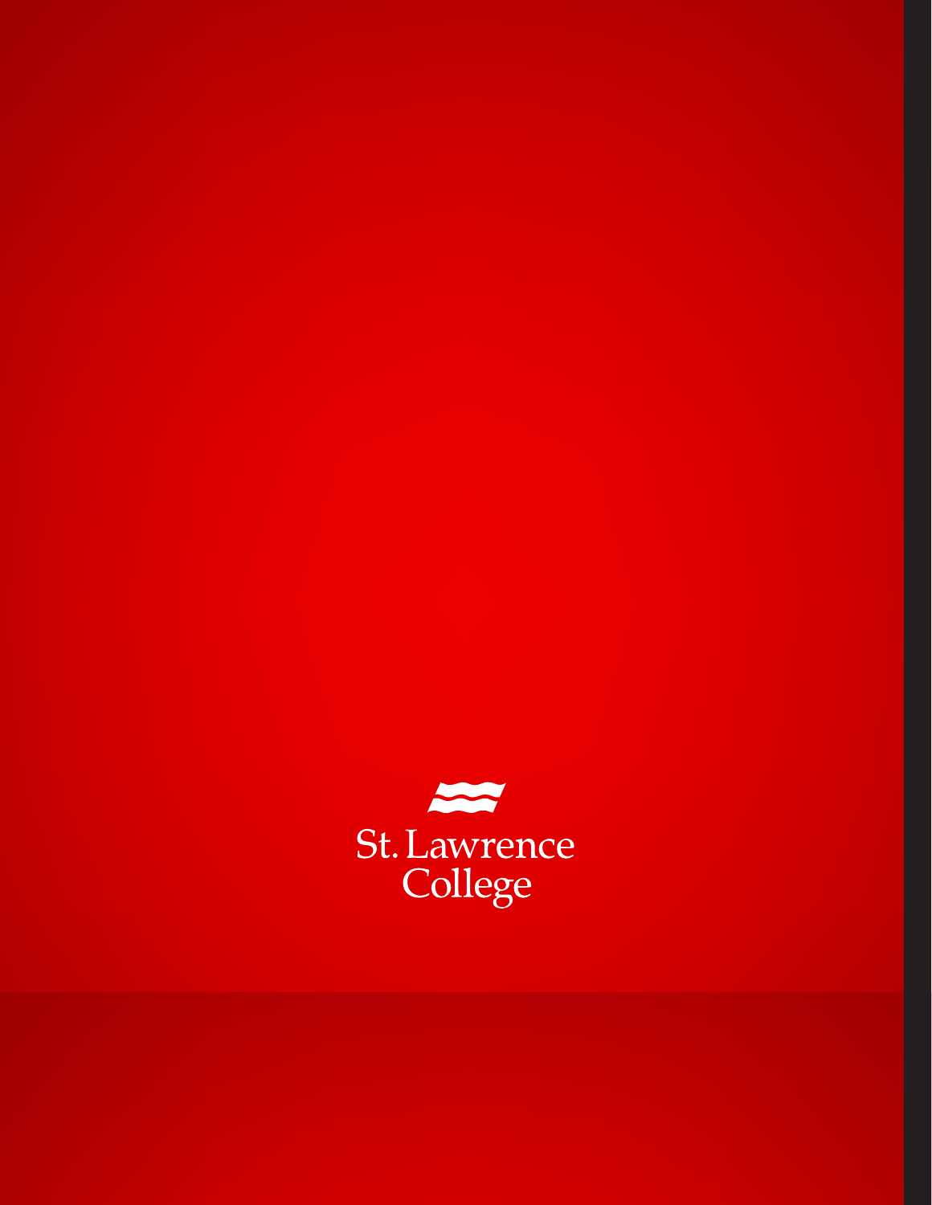St. Lawrence College